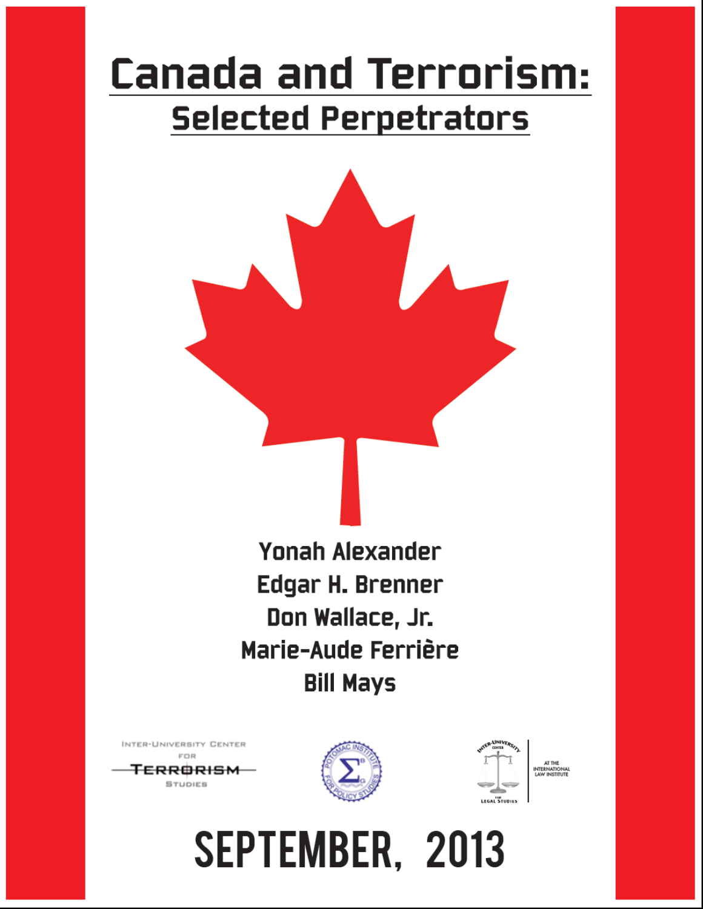# Canada and Terrorism:

## Selected Perpetrators

Yonah Alexander
Edgar H. Brenner
Don Wallace, Jr.
Marie-Aude Ferrière
Bill Mays

Inter-University Center for Terrorism Studies

Potomac Institute for Policy Studies

Inter-University Center for Legal Studies at the International Law Institute

SEPTEMBER, 2013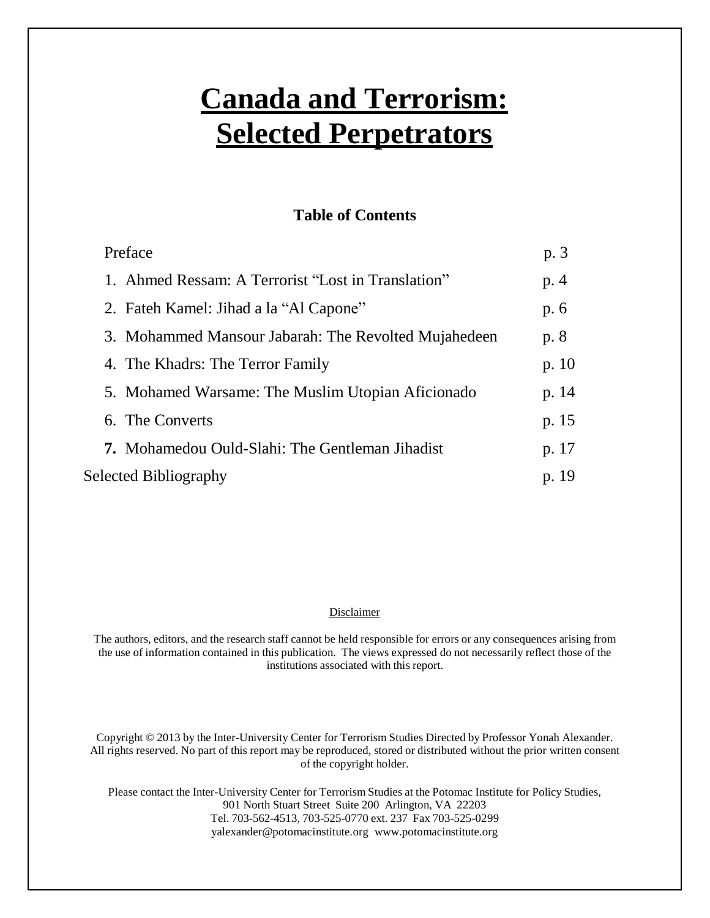# Canada and Terrorism: Selected Perpetrators

## Table of Contents

| | |
|---|---|
| Preface | p. 3 |
| 1. Ahmed Ressam: A Terrorist "Lost in Translation" | p. 4 |
| 2. Fateh Kamel: Jihad a la "Al Capone" | p. 6 |
| 3. Mohammed Mansour Jabarah: The Revolted Mujahedeen | p. 8 |
| 4. The Khadrs: The Terror Family | p. 10 |
| 5. Mohamed Warsame: The Muslim Utopian Aficionado | p. 14 |
| 6. The Converts | p. 15 |
| **7.** Mohamedou Ould-Slahi: The Gentleman Jihadist | p. 17 |
| Selected Bibliography | p. 19 |

Disclaimer

The authors, editors, and the research staff cannot be held responsible for errors or any consequences arising from the use of information contained in this publication. The views expressed do not necessarily reflect those of the institutions associated with this report.

Copyright © 2013 by the Inter-University Center for Terrorism Studies Directed by Professor Yonah Alexander. All rights reserved. No part of this report may be reproduced, stored or distributed without the prior written consent of the copyright holder.

Please contact the Inter-University Center for Terrorism Studies at the Potomac Institute for Policy Studies, 901 North Stuart Street Suite 200 Arlington, VA 22203
Tel. 703-562-4513, 703-525-0770 ext. 237 Fax 703-525-0299
yalexander@potomacinstitute.org www.potomacinstitute.org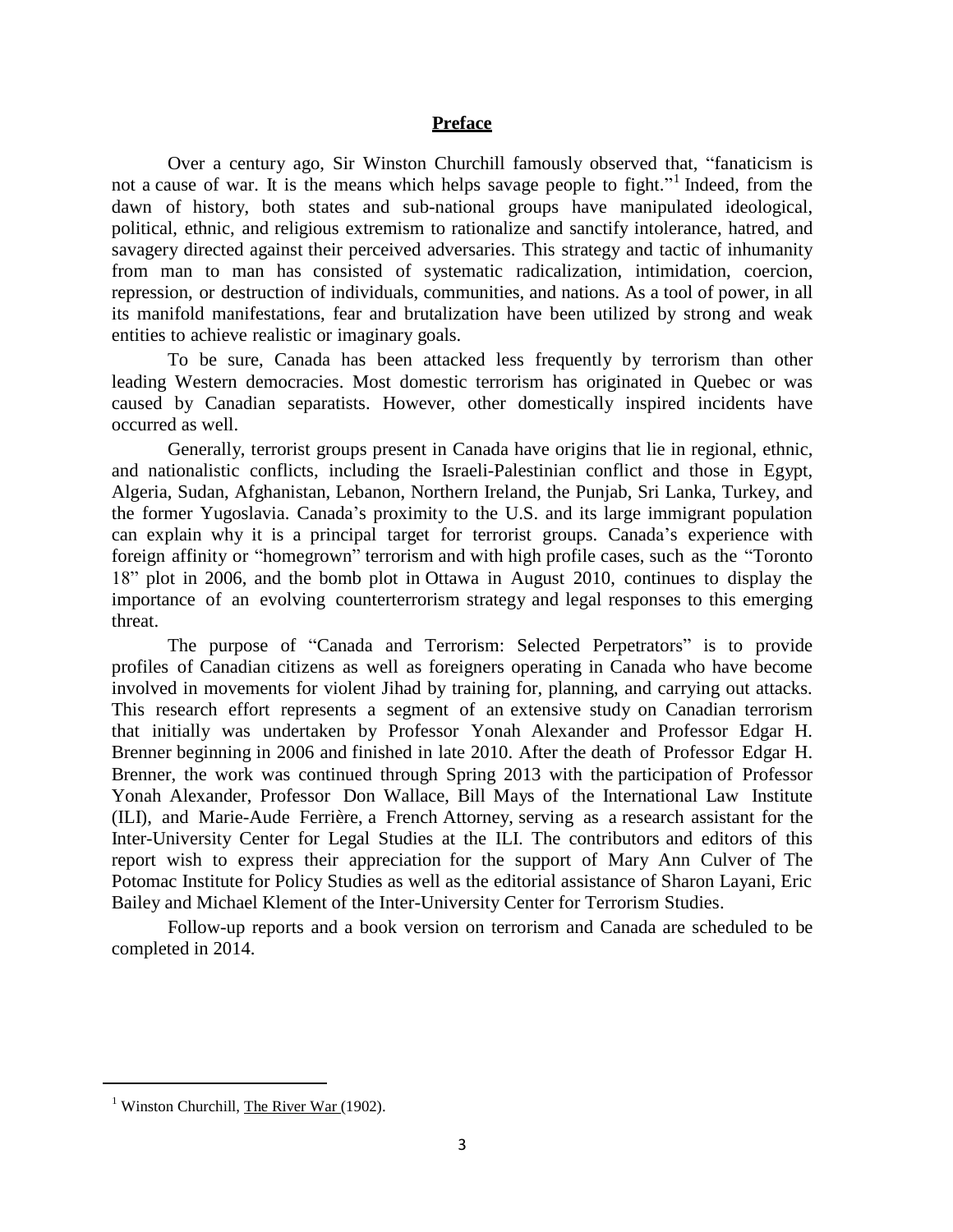# Preface

Over a century ago, Sir Winston Churchill famously observed that, "fanaticism is not a cause of war. It is the means which helps savage people to fight."[1] Indeed, from the dawn of history, both states and sub-national groups have manipulated ideological, political, ethnic, and religious extremism to rationalize and sanctify intolerance, hatred, and savagery directed against their perceived adversaries. This strategy and tactic of inhumanity from man to man has consisted of systematic radicalization, intimidation, coercion, repression, or destruction of individuals, communities, and nations. As a tool of power, in all its manifold manifestations, fear and brutalization have been utilized by strong and weak entities to achieve realistic or imaginary goals.

To be sure, Canada has been attacked less frequently by terrorism than other leading Western democracies. Most domestic terrorism has originated in Quebec or was caused by Canadian separatists. However, other domestically inspired incidents have occurred as well.

Generally, terrorist groups present in Canada have origins that lie in regional, ethnic, and nationalistic conflicts, including the Israeli-Palestinian conflict and those in Egypt, Algeria, Sudan, Afghanistan, Lebanon, Northern Ireland, the Punjab, Sri Lanka, Turkey, and the former Yugoslavia. Canada's proximity to the U.S. and its large immigrant population can explain why it is a principal target for terrorist groups. Canada's experience with foreign affinity or "homegrown" terrorism and with high profile cases, such as the "Toronto 18" plot in 2006, and the bomb plot in Ottawa in August 2010, continues to display the importance of an evolving counterterrorism strategy and legal responses to this emerging threat.

The purpose of "Canada and Terrorism: Selected Perpetrators" is to provide profiles of Canadian citizens as well as foreigners operating in Canada who have become involved in movements for violent Jihad by training for, planning, and carrying out attacks. This research effort represents a segment of an extensive study on Canadian terrorism that initially was undertaken by Professor Yonah Alexander and Professor Edgar H. Brenner beginning in 2006 and finished in late 2010. After the death of Professor Edgar H. Brenner, the work was continued through Spring 2013 with the participation of Professor Yonah Alexander, Professor Don Wallace, Bill Mays of the International Law Institute (ILI), and Marie-Aude Ferrière, a French Attorney, serving as a research assistant for the Inter-University Center for Legal Studies at the ILI. The contributors and editors of this report wish to express their appreciation for the support of Mary Ann Culver of The Potomac Institute for Policy Studies as well as the editorial assistance of Sharon Layani, Eric Bailey and Michael Klement of the Inter-University Center for Terrorism Studies.

Follow-up reports and a book version on terrorism and Canada are scheduled to be completed in 2014.

---

[1] Winston Churchill, The River War (1902).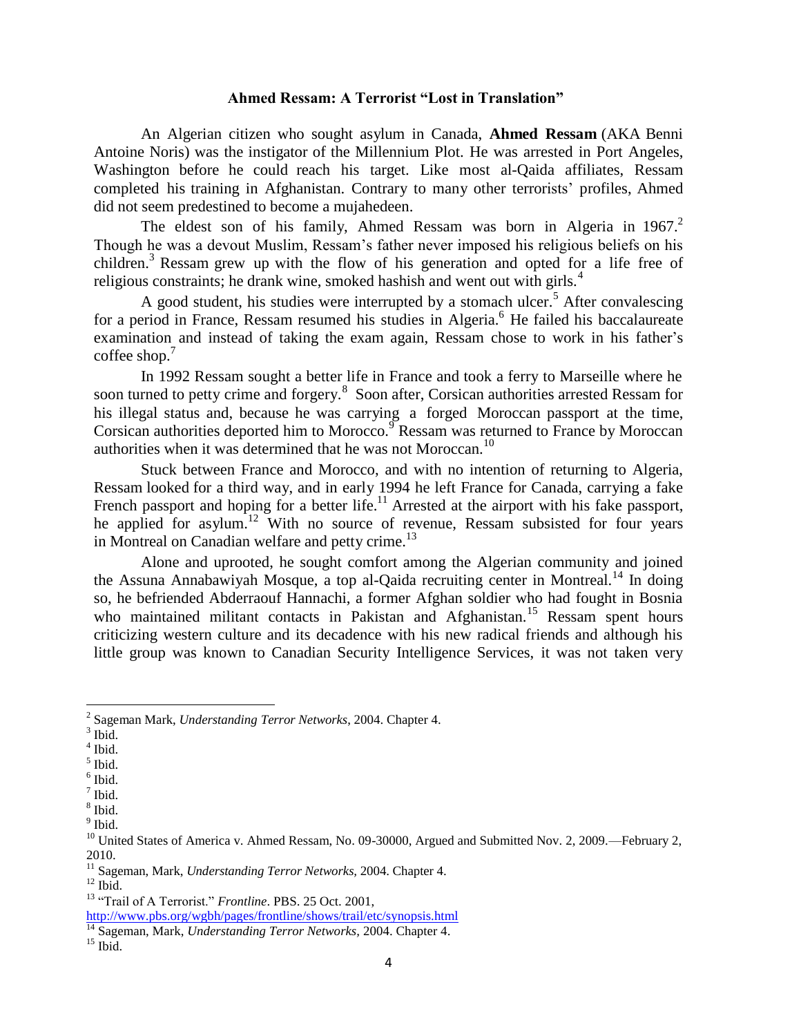**Ahmed Ressam: A Terrorist "Lost in Translation"**

An Algerian citizen who sought asylum in Canada, **Ahmed Ressam** (AKA Benni Antoine Noris) was the instigator of the Millennium Plot. He was arrested in Port Angeles, Washington before he could reach his target. Like most al-Qaida affiliates, Ressam completed his training in Afghanistan. Contrary to many other terrorists' profiles, Ahmed did not seem predestined to become a mujahedeen.

The eldest son of his family, Ahmed Ressam was born in Algeria in 1967.[2] Though he was a devout Muslim, Ressam's father never imposed his religious beliefs on his children.[3] Ressam grew up with the flow of his generation and opted for a life free of religious constraints; he drank wine, smoked hashish and went out with girls.[4]

A good student, his studies were interrupted by a stomach ulcer.[5] After convalescing for a period in France, Ressam resumed his studies in Algeria.[6] He failed his baccalaureate examination and instead of taking the exam again, Ressam chose to work in his father's coffee shop.[7]

In 1992 Ressam sought a better life in France and took a ferry to Marseille where he soon turned to petty crime and forgery.[8] Soon after, Corsican authorities arrested Ressam for his illegal status and, because he was carrying a forged Moroccan passport at the time, Corsican authorities deported him to Morocco.[9] Ressam was returned to France by Moroccan authorities when it was determined that he was not Moroccan.[10]

Stuck between France and Morocco, and with no intention of returning to Algeria, Ressam looked for a third way, and in early 1994 he left France for Canada, carrying a fake French passport and hoping for a better life.[11] Arrested at the airport with his fake passport, he applied for asylum.[12] With no source of revenue, Ressam subsisted for four years in Montreal on Canadian welfare and petty crime.[13]

Alone and uprooted, he sought comfort among the Algerian community and joined the Assuna Annabawiyah Mosque, a top al-Qaida recruiting center in Montreal.[14] In doing so, he befriended Abderraouf Hannachi, a former Afghan soldier who had fought in Bosnia who maintained militant contacts in Pakistan and Afghanistan.[15] Ressam spent hours criticizing western culture and its decadence with his new radical friends and although his little group was known to Canadian Security Intelligence Services, it was not taken very

---

[2] Sageman Mark, *Understanding Terror Networks,* 2004. Chapter 4.

[3] Ibid.

[4] Ibid.

[5] Ibid.

[6] Ibid.

[7] Ibid.

[8] Ibid.

[9] Ibid.

[10] United States of America v. Ahmed Ressam, No. 09-30000, Argued and Submitted Nov. 2, 2009.—February 2, 2010.

[11] Sageman, Mark, *Understanding Terror Networks,* 2004. Chapter 4.

[12] Ibid.

[13] "Trail of A Terrorist." *Frontline*. PBS. 25 Oct. 2001, http://www.pbs.org/wgbh/pages/frontline/shows/trail/etc/synopsis.html

[14] Sageman, Mark, *Understanding Terror Networks,* 2004. Chapter 4.

[15] Ibid.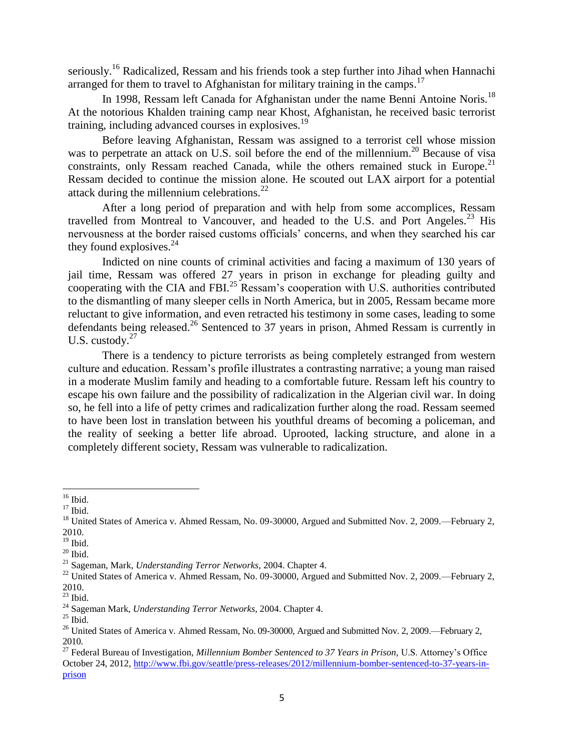seriously.[16] Radicalized, Ressam and his friends took a step further into Jihad when Hannachi arranged for them to travel to Afghanistan for military training in the camps.[17]

In 1998, Ressam left Canada for Afghanistan under the name Benni Antoine Noris.[18] At the notorious Khalden training camp near Khost, Afghanistan, he received basic terrorist training, including advanced courses in explosives.[19]

Before leaving Afghanistan, Ressam was assigned to a terrorist cell whose mission was to perpetrate an attack on U.S. soil before the end of the millennium.[20] Because of visa constraints, only Ressam reached Canada, while the others remained stuck in Europe.[21] Ressam decided to continue the mission alone. He scouted out LAX airport for a potential attack during the millennium celebrations.[22]

After a long period of preparation and with help from some accomplices, Ressam travelled from Montreal to Vancouver, and headed to the U.S. and Port Angeles.[23] His nervousness at the border raised customs officials' concerns, and when they searched his car they found explosives.[24]

Indicted on nine counts of criminal activities and facing a maximum of 130 years of jail time, Ressam was offered 27 years in prison in exchange for pleading guilty and cooperating with the CIA and FBI.[25] Ressam's cooperation with U.S. authorities contributed to the dismantling of many sleeper cells in North America, but in 2005, Ressam became more reluctant to give information, and even retracted his testimony in some cases, leading to some defendants being released.[26] Sentenced to 37 years in prison, Ahmed Ressam is currently in U.S. custody.[27]

There is a tendency to picture terrorists as being completely estranged from western culture and education. Ressam's profile illustrates a contrasting narrative; a young man raised in a moderate Muslim family and heading to a comfortable future. Ressam left his country to escape his own failure and the possibility of radicalization in the Algerian civil war. In doing so, he fell into a life of petty crimes and radicalization further along the road. Ressam seemed to have been lost in translation between his youthful dreams of becoming a policeman, and the reality of seeking a better life abroad. Uprooted, lacking structure, and alone in a completely different society, Ressam was vulnerable to radicalization.

---

[16] Ibid.

[17] Ibid.

[18] United States of America v. Ahmed Ressam, No. 09-30000, Argued and Submitted Nov. 2, 2009.—February 2, 2010.

[19] Ibid.

[20] Ibid.

[21] Sageman, Mark, *Understanding Terror Networks*, 2004. Chapter 4.

[22] United States of America v. Ahmed Ressam, No. 09-30000, Argued and Submitted Nov. 2, 2009.—February 2, 2010.

[23] Ibid.

[24] Sageman Mark, *Understanding Terror Networks*, 2004. Chapter 4.

[25] Ibid.

[26] United States of America v. Ahmed Ressam, No. 09-30000, Argued and Submitted Nov. 2, 2009.—February 2, 2010.

[27] Federal Bureau of Investigation, *Millennium Bomber Sentenced to 37 Years in Prison*, U.S. Attorney's Office October 24, 2012, http://www.fbi.gov/seattle/press-releases/2012/millennium-bomber-sentenced-to-37-years-in-prison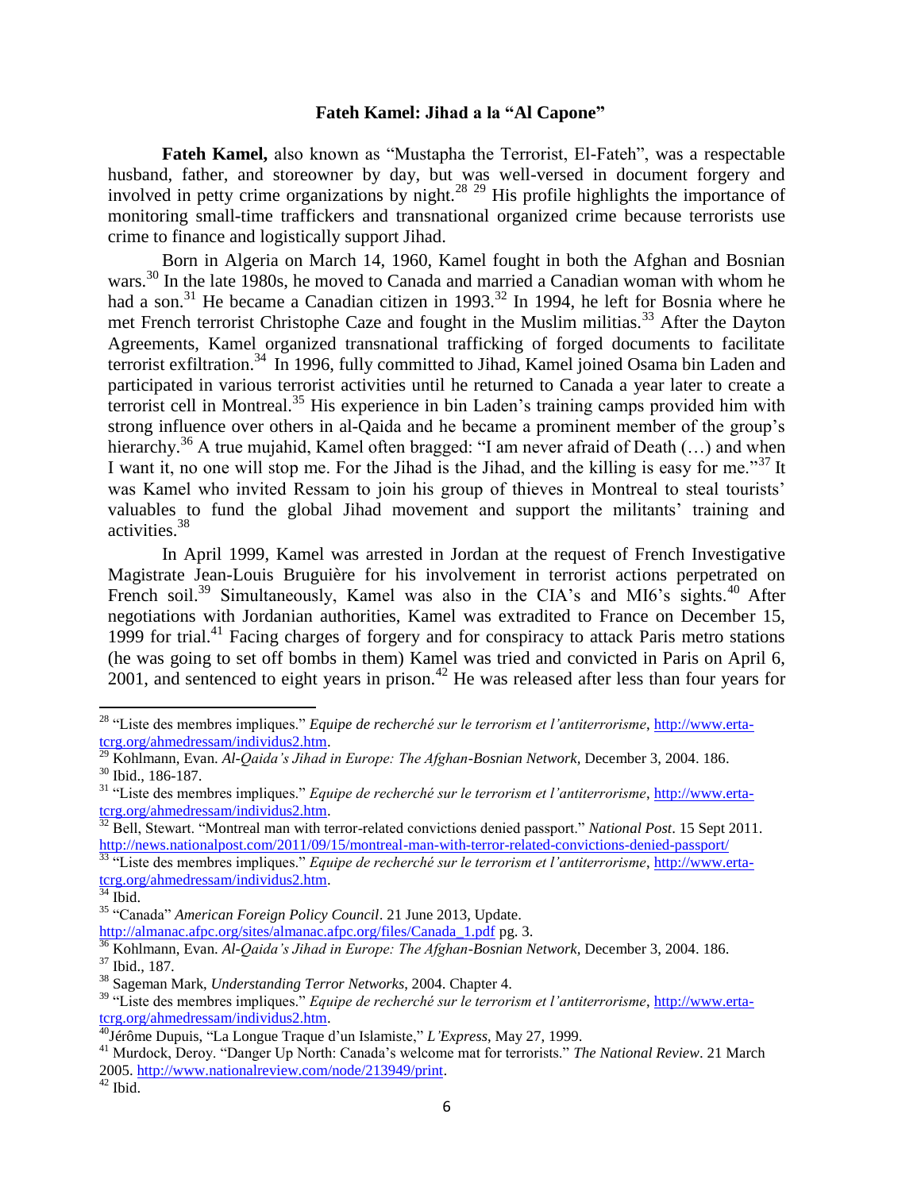### Fateh Kamel: Jihad a la "Al Capone"

**Fateh Kamel,** also known as "Mustapha the Terrorist, El-Fateh", was a respectable husband, father, and storeowner by day, but was well-versed in document forgery and involved in petty crime organizations by night.[28] [29] His profile highlights the importance of monitoring small-time traffickers and transnational organized crime because terrorists use crime to finance and logistically support Jihad.

Born in Algeria on March 14, 1960, Kamel fought in both the Afghan and Bosnian wars.[30] In the late 1980s, he moved to Canada and married a Canadian woman with whom he had a son.[31] He became a Canadian citizen in 1993.[32] In 1994, he left for Bosnia where he met French terrorist Christophe Caze and fought in the Muslim militias.[33] After the Dayton Agreements, Kamel organized transnational trafficking of forged documents to facilitate terrorist exfiltration.[34] In 1996, fully committed to Jihad, Kamel joined Osama bin Laden and participated in various terrorist activities until he returned to Canada a year later to create a terrorist cell in Montreal.[35] His experience in bin Laden's training camps provided him with strong influence over others in al-Qaida and he became a prominent member of the group's hierarchy.[36] A true mujahid, Kamel often bragged: "I am never afraid of Death (…) and when I want it, no one will stop me. For the Jihad is the Jihad, and the killing is easy for me."[37] It was Kamel who invited Ressam to join his group of thieves in Montreal to steal tourists' valuables to fund the global Jihad movement and support the militants' training and activities.[38]

In April 1999, Kamel was arrested in Jordan at the request of French Investigative Magistrate Jean-Louis Bruguière for his involvement in terrorist actions perpetrated on French soil.[39] Simultaneously, Kamel was also in the CIA's and MI6's sights.[40] After negotiations with Jordanian authorities, Kamel was extradited to France on December 15, 1999 for trial.[41] Facing charges of forgery and for conspiracy to attack Paris metro stations (he was going to set off bombs in them) Kamel was tried and convicted in Paris on April 6, 2001, and sentenced to eight years in prison.[42] He was released after less than four years for

---

[28] "Liste des membres impliques." *Equipe de recherché sur le terrorism et l'antiterrorisme*, http://www.erta-tcrg.org/ahmedressam/individus2.htm.

[29] Kohlmann, Evan. *Al-Qaida's Jihad in Europe: The Afghan-Bosnian Network*, December 3, 2004. 186.

[30] Ibid., 186-187.

[31] "Liste des membres impliques." *Equipe de recherché sur le terrorism et l'antiterrorisme*, http://www.erta-tcrg.org/ahmedressam/individus2.htm.

[32] Bell, Stewart. "Montreal man with terror-related convictions denied passport." *National Post*. 15 Sept 2011. http://news.nationalpost.com/2011/09/15/montreal-man-with-terror-related-convictions-denied-passport/

[33] "Liste des membres impliques." *Equipe de recherché sur le terrorism et l'antiterrorisme*, http://www.erta-tcrg.org/ahmedressam/individus2.htm.

[34] Ibid.

[35] "Canada" *American Foreign Policy Council*. 21 June 2013, Update. http://almanac.afpc.org/sites/almanac.afpc.org/files/Canada_1.pdf pg. 3.

[36] Kohlmann, Evan. *Al-Qaida's Jihad in Europe: The Afghan-Bosnian Network*, December 3, 2004. 186.

[37] Ibid., 187.

[38] Sageman Mark, *Understanding Terror Networks*, 2004. Chapter 4.

[39] "Liste des membres impliques." *Equipe de recherché sur le terrorism et l'antiterrorisme*, http://www.erta-tcrg.org/ahmedressam/individus2.htm.

[40] Jérôme Dupuis, "La Longue Traque d'un Islamiste," *L'Express*, May 27, 1999.

[41] Murdock, Deroy. "Danger Up North: Canada's welcome mat for terrorists." *The National Review*. 21 March 2005. http://www.nationalreview.com/node/213949/print.

[42] Ibid.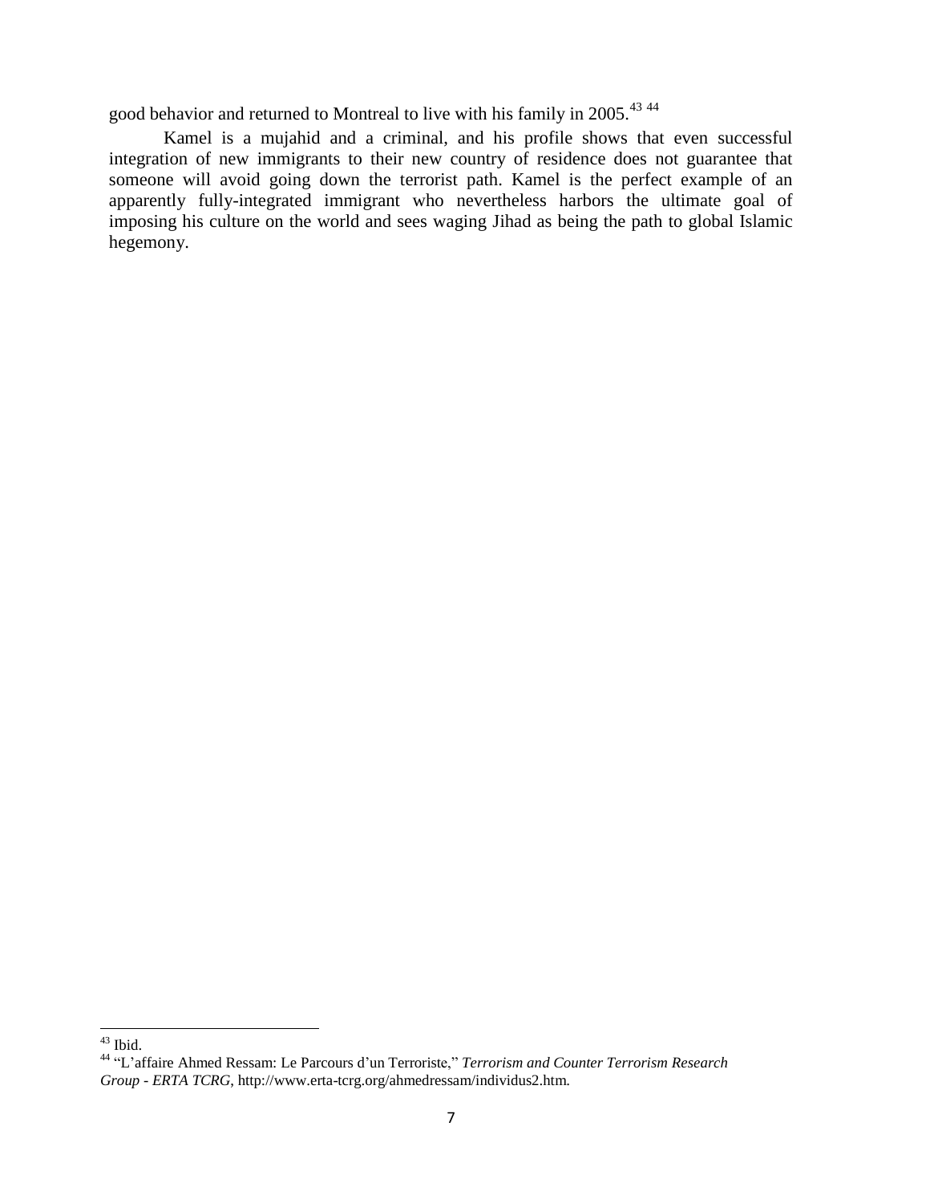good behavior and returned to Montreal to live with his family in 2005.[43] [44]

Kamel is a mujahid and a criminal, and his profile shows that even successful integration of new immigrants to their new country of residence does not guarantee that someone will avoid going down the terrorist path. Kamel is the perfect example of an apparently fully-integrated immigrant who nevertheless harbors the ultimate goal of imposing his culture on the world and sees waging Jihad as being the path to global Islamic hegemony.

---

[43] Ibid.

[44] "L'affaire Ahmed Ressam: Le Parcours d'un Terroriste," *Terrorism and Counter Terrorism Research Group - ERTA TCRG*, http://www.erta-tcrg.org/ahmedressam/individus2.htm.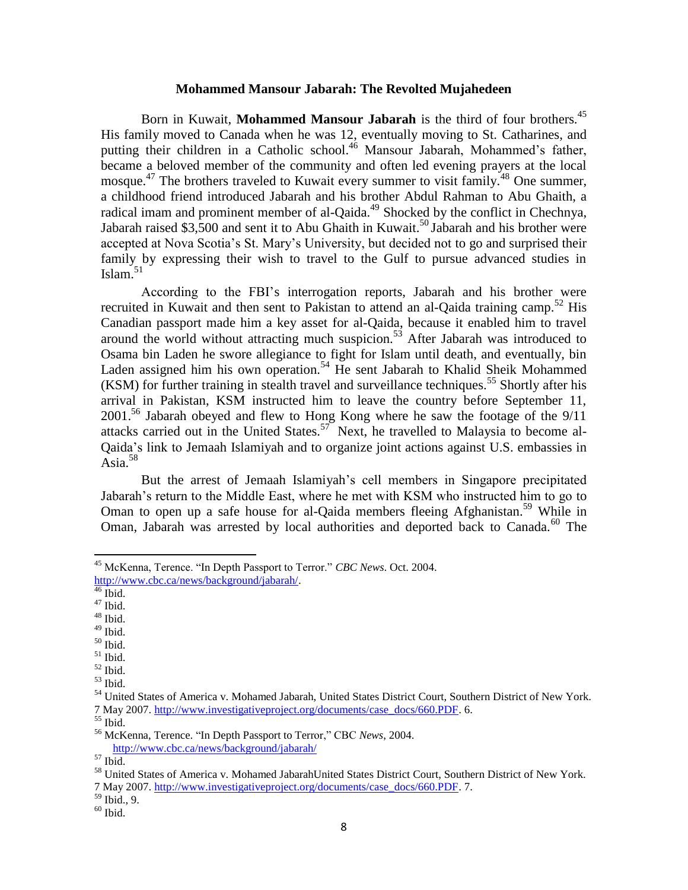### Mohammed Mansour Jabarah: The Revolted Mujahedeen

Born in Kuwait, **Mohammed Mansour Jabarah** is the third of four brothers.[45] His family moved to Canada when he was 12, eventually moving to St. Catharines, and putting their children in a Catholic school.[46] Mansour Jabarah, Mohammed's father, became a beloved member of the community and often led evening prayers at the local mosque.[47] The brothers traveled to Kuwait every summer to visit family.[48] One summer, a childhood friend introduced Jabarah and his brother Abdul Rahman to Abu Ghaith, a radical imam and prominent member of al-Qaida.[49] Shocked by the conflict in Chechnya, Jabarah raised $3,500 and sent it to Abu Ghaith in Kuwait.[50] Jabarah and his brother were accepted at Nova Scotia's St. Mary's University, but decided not to go and surprised their family by expressing their wish to travel to the Gulf to pursue advanced studies in Islam.[51]

According to the FBI's interrogation reports, Jabarah and his brother were recruited in Kuwait and then sent to Pakistan to attend an al-Qaida training camp.[52] His Canadian passport made him a key asset for al-Qaida, because it enabled him to travel around the world without attracting much suspicion.[53] After Jabarah was introduced to Osama bin Laden he swore allegiance to fight for Islam until death, and eventually, bin Laden assigned him his own operation.[54] He sent Jabarah to Khalid Sheik Mohammed (KSM) for further training in stealth travel and surveillance techniques.[55] Shortly after his arrival in Pakistan, KSM instructed him to leave the country before September 11, 2001.[56] Jabarah obeyed and flew to Hong Kong where he saw the footage of the 9/11 attacks carried out in the United States.[57] Next, he travelled to Malaysia to become al-Qaida's link to Jemaah Islamiyah and to organize joint actions against U.S. embassies in Asia.[58]

But the arrest of Jemaah Islamiyah's cell members in Singapore precipitated Jabarah's return to the Middle East, where he met with KSM who instructed him to go to Oman to open up a safe house for al-Qaida members fleeing Afghanistan.[59] While in Oman, Jabarah was arrested by local authorities and deported back to Canada.[60] The

---

[45] McKenna, Terence. "In Depth Passport to Terror." *CBC News*. Oct. 2004. http://www.cbc.ca/news/background/jabarah/.

[46] Ibid.

[47] Ibid.

[48] Ibid.

[49] Ibid.

[50] Ibid.

[51] Ibid.

[52] Ibid.

[53] Ibid.

[54] United States of America v. Mohamed Jabarah, United States District Court, Southern District of New York. 7 May 2007. http://www.investigativeproject.org/documents/case_docs/660.PDF. 6.

[55] Ibid.

[56] McKenna, Terence. "In Depth Passport to Terror," CBC *News*, 2004. http://www.cbc.ca/news/background/jabarah/

[57] Ibid.

[58] United States of America v. Mohamed JabarahUnited States District Court, Southern District of New York. 7 May 2007. http://www.investigativeproject.org/documents/case_docs/660.PDF. 7.

[59] Ibid., 9.

[60] Ibid.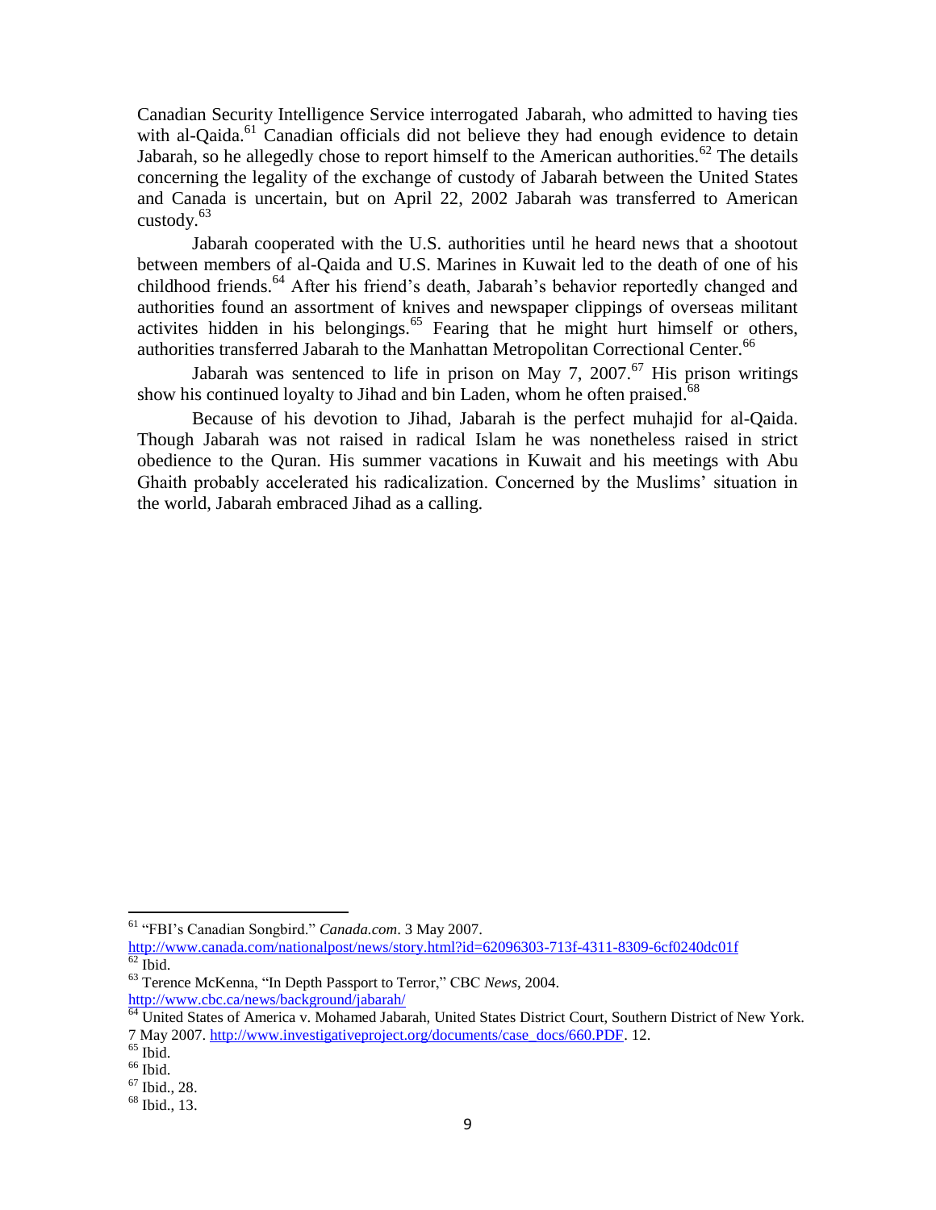Canadian Security Intelligence Service interrogated Jabarah, who admitted to having ties with al-Qaida.[61] Canadian officials did not believe they had enough evidence to detain Jabarah, so he allegedly chose to report himself to the American authorities.[62] The details concerning the legality of the exchange of custody of Jabarah between the United States and Canada is uncertain, but on April 22, 2002 Jabarah was transferred to American custody.[63]

Jabarah cooperated with the U.S. authorities until he heard news that a shootout between members of al-Qaida and U.S. Marines in Kuwait led to the death of one of his childhood friends.[64] After his friend's death, Jabarah's behavior reportedly changed and authorities found an assortment of knives and newspaper clippings of overseas militant activites hidden in his belongings.[65] Fearing that he might hurt himself or others, authorities transferred Jabarah to the Manhattan Metropolitan Correctional Center.[66]

Jabarah was sentenced to life in prison on May 7, 2007.[67] His prison writings show his continued loyalty to Jihad and bin Laden, whom he often praised.[68]

Because of his devotion to Jihad, Jabarah is the perfect muhajid for al-Qaida. Though Jabarah was not raised in radical Islam he was nonetheless raised in strict obedience to the Quran. His summer vacations in Kuwait and his meetings with Abu Ghaith probably accelerated his radicalization. Concerned by the Muslims' situation in the world, Jabarah embraced Jihad as a calling.

---

[61] "FBI's Canadian Songbird." *Canada.com*. 3 May 2007. http://www.canada.com/nationalpost/news/story.html?id=62096303-713f-4311-8309-6cf0240dc01f

[62] Ibid.

[63] Terence McKenna, "In Depth Passport to Terror," CBC *News*, 2004. http://www.cbc.ca/news/background/jabarah/

[64] United States of America v. Mohamed Jabarah, United States District Court, Southern District of New York. 7 May 2007. http://www.investigativeproject.org/documents/case_docs/660.PDF. 12.

[65] Ibid.

[66] Ibid.

[67] Ibid., 28.

[68] Ibid., 13.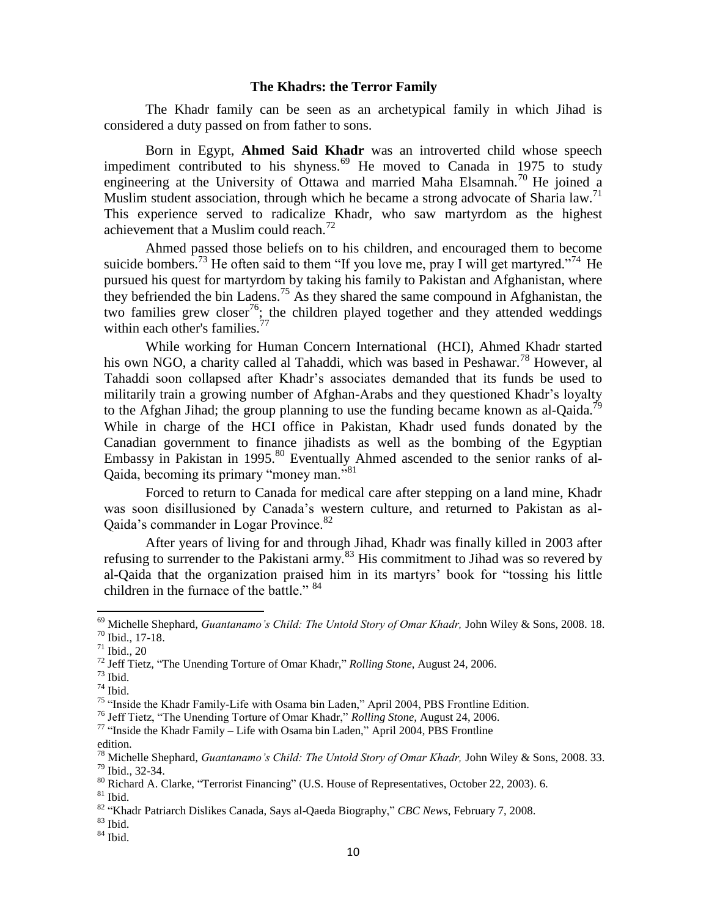### The Khadrs: the Terror Family

The Khadr family can be seen as an archetypical family in which Jihad is considered a duty passed on from father to sons.

Born in Egypt, **Ahmed Said Khadr** was an introverted child whose speech impediment contributed to his shyness.[69] He moved to Canada in 1975 to study engineering at the University of Ottawa and married Maha Elsamnah.[70] He joined a Muslim student association, through which he became a strong advocate of Sharia law.[71] This experience served to radicalize Khadr, who saw martyrdom as the highest achievement that a Muslim could reach.[72]

Ahmed passed those beliefs on to his children, and encouraged them to become suicide bombers.[73] He often said to them "If you love me, pray I will get martyred."[74] He pursued his quest for martyrdom by taking his family to Pakistan and Afghanistan, where they befriended the bin Ladens.[75] As they shared the same compound in Afghanistan, the two families grew closer[76]; the children played together and they attended weddings within each other's families.[77]

While working for Human Concern International (HCI), Ahmed Khadr started his own NGO, a charity called al Tahaddi, which was based in Peshawar.[78] However, al Tahaddi soon collapsed after Khadr's associates demanded that its funds be used to militarily train a growing number of Afghan-Arabs and they questioned Khadr's loyalty to the Afghan Jihad; the group planning to use the funding became known as al-Qaida.[79] While in charge of the HCI office in Pakistan, Khadr used funds donated by the Canadian government to finance jihadists as well as the bombing of the Egyptian Embassy in Pakistan in 1995.[80] Eventually Ahmed ascended to the senior ranks of al-Qaida, becoming its primary "money man."[81]

Forced to return to Canada for medical care after stepping on a land mine, Khadr was soon disillusioned by Canada's western culture, and returned to Pakistan as al-Qaida's commander in Logar Province.[82]

After years of living for and through Jihad, Khadr was finally killed in 2003 after refusing to surrender to the Pakistani army.[83] His commitment to Jihad was so revered by al-Qaida that the organization praised him in its martyrs' book for "tossing his little children in the furnace of the battle." [84]

---

[69] Michelle Shephard, *Guantanamo's Child: The Untold Story of Omar Khadr,* John Wiley & Sons, 2008. 18.
[70] Ibid., 17-18.
[71] Ibid., 20
[72] Jeff Tietz, "The Unending Torture of Omar Khadr," *Rolling Stone*, August 24, 2006.
[73] Ibid.
[74] Ibid.
[75] "Inside the Khadr Family-Life with Osama bin Laden," April 2004, PBS Frontline Edition.
[76] Jeff Tietz, "The Unending Torture of Omar Khadr," *Rolling Stone,* August 24, 2006.
[77] "Inside the Khadr Family – Life with Osama bin Laden," April 2004, PBS Frontline edition.
[78] Michelle Shephard, *Guantanamo's Child: The Untold Story of Omar Khadr,* John Wiley & Sons, 2008. 33.
[79] Ibid., 32-34.
[80] Richard A. Clarke, "Terrorist Financing" (U.S. House of Representatives, October 22, 2003). 6.
[81] Ibid.
[82] "Khadr Patriarch Dislikes Canada, Says al-Qaeda Biography," *CBC News*, February 7, 2008.
[83] Ibid.
[84] Ibid.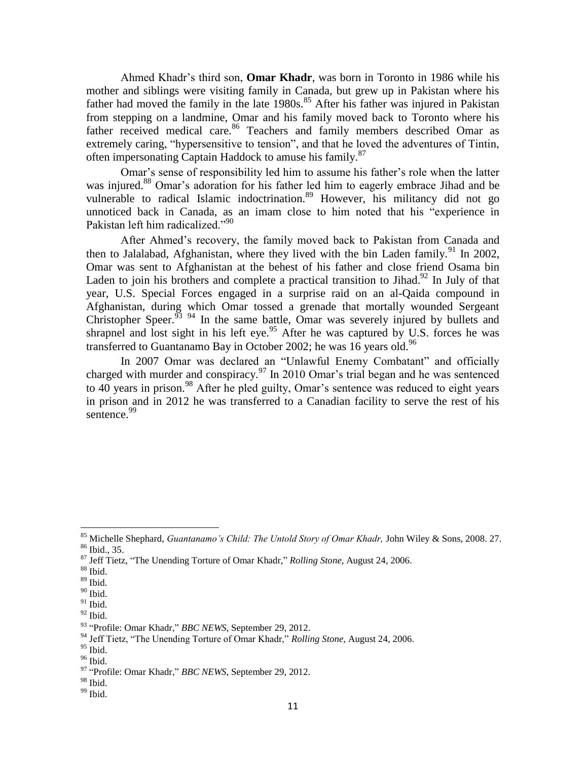Ahmed Khadr's third son, **Omar Khadr**, was born in Toronto in 1986 while his mother and siblings were visiting family in Canada, but grew up in Pakistan where his father had moved the family in the late 1980s.[85] After his father was injured in Pakistan from stepping on a landmine, Omar and his family moved back to Toronto where his father received medical care.[86] Teachers and family members described Omar as extremely caring, "hypersensitive to tension", and that he loved the adventures of Tintin, often impersonating Captain Haddock to amuse his family.[87]

Omar's sense of responsibility led him to assume his father's role when the latter was injured.[88] Omar's adoration for his father led him to eagerly embrace Jihad and be vulnerable to radical Islamic indoctrination.[89] However, his militancy did not go unnoticed back in Canada, as an imam close to him noted that his "experience in Pakistan left him radicalized."[90]

After Ahmed's recovery, the family moved back to Pakistan from Canada and then to Jalalabad, Afghanistan, where they lived with the bin Laden family.[91] In 2002, Omar was sent to Afghanistan at the behest of his father and close friend Osama bin Laden to join his brothers and complete a practical transition to Jihad.[92] In July of that year, U.S. Special Forces engaged in a surprise raid on an al-Qaida compound in Afghanistan, during which Omar tossed a grenade that mortally wounded Sergeant Christopher Speer.[93] [94] In the same battle, Omar was severely injured by bullets and shrapnel and lost sight in his left eye.[95] After he was captured by U.S. forces he was transferred to Guantanamo Bay in October 2002; he was 16 years old.[96]

In 2007 Omar was declared an "Unlawful Enemy Combatant" and officially charged with murder and conspiracy.[97] In 2010 Omar's trial began and he was sentenced to 40 years in prison.[98] After he pled guilty, Omar's sentence was reduced to eight years in prison and in 2012 he was transferred to a Canadian facility to serve the rest of his sentence.[99]

---

[85] Michelle Shephard, *Guantanamo's Child: The Untold Story of Omar Khadr,* John Wiley & Sons, 2008. 27.
[86] Ibid., 35.
[87] Jeff Tietz, "The Unending Torture of Omar Khadr," *Rolling Stone,* August 24, 2006.
[88] Ibid.
[89] Ibid.
[90] Ibid.
[91] Ibid.
[92] Ibid.
[93] "Profile: Omar Khadr," *BBC NEWS,* September 29, 2012.
[94] Jeff Tietz, "The Unending Torture of Omar Khadr," *Rolling Stone,* August 24, 2006.
[95] Ibid.
[96] Ibid.
[97] "Profile: Omar Khadr," *BBC NEWS,* September 29, 2012.
[98] Ibid.
[99] Ibid.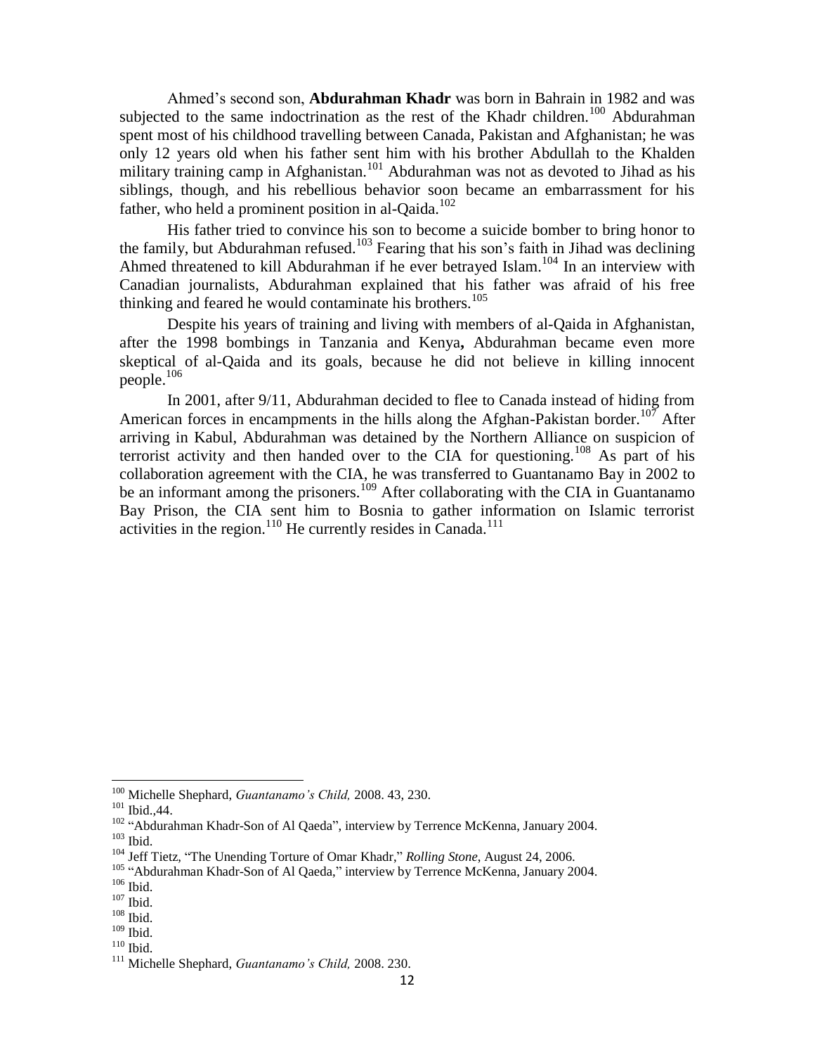Ahmed's second son, **Abdurahman Khadr** was born in Bahrain in 1982 and was subjected to the same indoctrination as the rest of the Khadr children.[100] Abdurahman spent most of his childhood travelling between Canada, Pakistan and Afghanistan; he was only 12 years old when his father sent him with his brother Abdullah to the Khalden military training camp in Afghanistan.[101] Abdurahman was not as devoted to Jihad as his siblings, though, and his rebellious behavior soon became an embarrassment for his father, who held a prominent position in al-Qaida.[102]

His father tried to convince his son to become a suicide bomber to bring honor to the family, but Abdurahman refused.[103] Fearing that his son's faith in Jihad was declining Ahmed threatened to kill Abdurahman if he ever betrayed Islam.[104] In an interview with Canadian journalists, Abdurahman explained that his father was afraid of his free thinking and feared he would contaminate his brothers.[105]

Despite his years of training and living with members of al-Qaida in Afghanistan, after the 1998 bombings in Tanzania and Kenya**,** Abdurahman became even more skeptical of al-Qaida and its goals, because he did not believe in killing innocent people.[106]

In 2001, after 9/11, Abdurahman decided to flee to Canada instead of hiding from American forces in encampments in the hills along the Afghan-Pakistan border.[107] After arriving in Kabul, Abdurahman was detained by the Northern Alliance on suspicion of terrorist activity and then handed over to the CIA for questioning.[108] As part of his collaboration agreement with the CIA, he was transferred to Guantanamo Bay in 2002 to be an informant among the prisoners.[109] After collaborating with the CIA in Guantanamo Bay Prison, the CIA sent him to Bosnia to gather information on Islamic terrorist activities in the region.[110] He currently resides in Canada.[111]

---

[100] Michelle Shephard, *Guantanamo's Child,* 2008. 43, 230.

[101] Ibid.,44.

[102] "Abdurahman Khadr-Son of Al Qaeda", interview by Terrence McKenna, January 2004.

[103] Ibid.

[104] Jeff Tietz, "The Unending Torture of Omar Khadr," *Rolling Stone*, August 24, 2006.

[105] "Abdurahman Khadr-Son of Al Qaeda," interview by Terrence McKenna, January 2004.

[106] Ibid.

[107] Ibid.

[108] Ibid.

[109] Ibid.

[110] Ibid.

[111] Michelle Shephard, *Guantanamo's Child,* 2008. 230.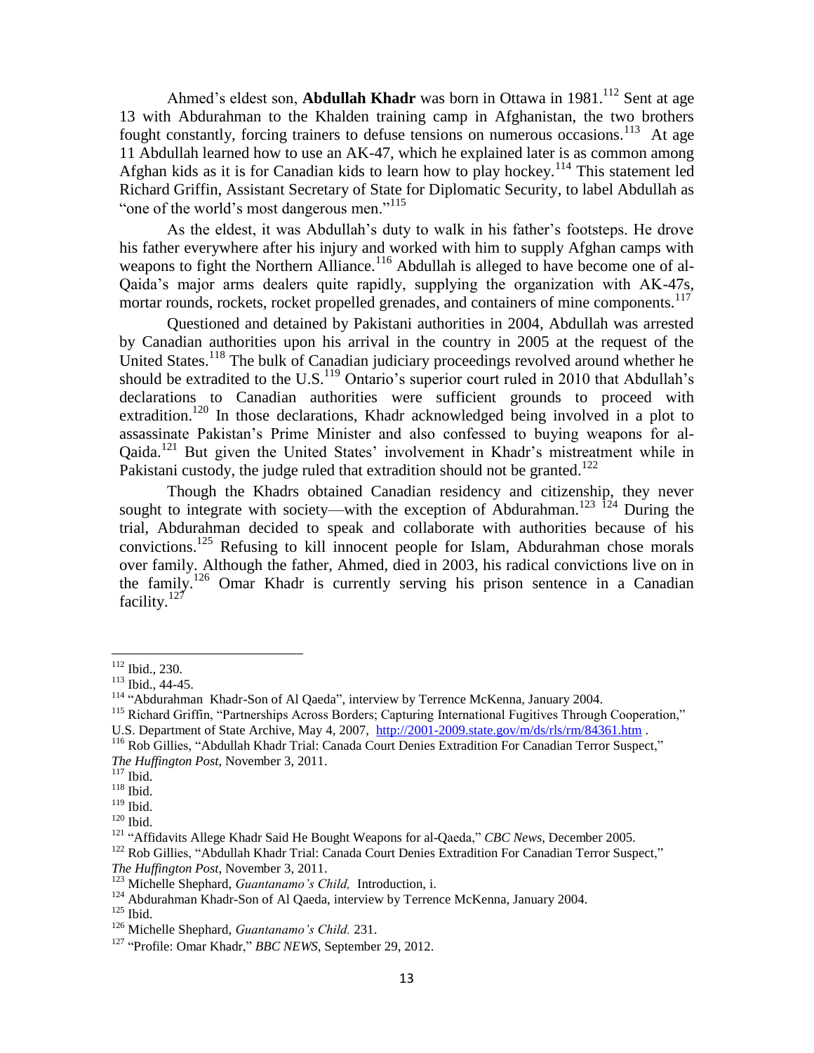Ahmed's eldest son, **Abdullah Khadr** was born in Ottawa in 1981.[112] Sent at age 13 with Abdurahman to the Khalden training camp in Afghanistan, the two brothers fought constantly, forcing trainers to defuse tensions on numerous occasions.[113] At age 11 Abdullah learned how to use an AK-47, which he explained later is as common among Afghan kids as it is for Canadian kids to learn how to play hockey.[114] This statement led Richard Griffin, Assistant Secretary of State for Diplomatic Security, to label Abdullah as "one of the world's most dangerous men."[115]

As the eldest, it was Abdullah's duty to walk in his father's footsteps. He drove his father everywhere after his injury and worked with him to supply Afghan camps with weapons to fight the Northern Alliance.[116] Abdullah is alleged to have become one of al-Qaida's major arms dealers quite rapidly, supplying the organization with AK-47s, mortar rounds, rockets, rocket propelled grenades, and containers of mine components.[117]

Questioned and detained by Pakistani authorities in 2004, Abdullah was arrested by Canadian authorities upon his arrival in the country in 2005 at the request of the United States.[118] The bulk of Canadian judiciary proceedings revolved around whether he should be extradited to the U.S.[119] Ontario's superior court ruled in 2010 that Abdullah's declarations to Canadian authorities were sufficient grounds to proceed with extradition.[120] In those declarations, Khadr acknowledged being involved in a plot to assassinate Pakistan's Prime Minister and also confessed to buying weapons for al-Qaida.[121] But given the United States' involvement in Khadr's mistreatment while in Pakistani custody, the judge ruled that extradition should not be granted.[122]

Though the Khadrs obtained Canadian residency and citizenship, they never sought to integrate with society—with the exception of Abdurahman.[123] [124] During the trial, Abdurahman decided to speak and collaborate with authorities because of his convictions.[125] Refusing to kill innocent people for Islam, Abdurahman chose morals over family. Although the father, Ahmed, died in 2003, his radical convictions live on in the family.[126] Omar Khadr is currently serving his prison sentence in a Canadian facility.[127]

---

[112] Ibid., 230.

[113] Ibid., 44-45.

[114] "Abdurahman Khadr-Son of Al Qaeda", interview by Terrence McKenna, January 2004.

[115] Richard Griffin, "Partnerships Across Borders; Capturing International Fugitives Through Cooperation," U.S. Department of State Archive, May 4, 2007, http://2001-2009.state.gov/m/ds/rls/rm/84361.htm .

[116] Rob Gillies, "Abdullah Khadr Trial: Canada Court Denies Extradition For Canadian Terror Suspect," *The Huffington Post*, November 3, 2011.

[117] Ibid.

[118] Ibid.

[119] Ibid.

[120] Ibid.

[121] "Affidavits Allege Khadr Said He Bought Weapons for al-Qaeda," *CBC News*, December 2005.

[122] Rob Gillies, "Abdullah Khadr Trial: Canada Court Denies Extradition For Canadian Terror Suspect," *The Huffington Post*, November 3, 2011.

[123] Michelle Shephard, *Guantanamo's Child,* Introduction, i.

[124] Abdurahman Khadr-Son of Al Qaeda, interview by Terrence McKenna, January 2004.

[125] Ibid.

[126] Michelle Shephard, *Guantanamo's Child.* 231.

[127] "Profile: Omar Khadr," *BBC NEWS*, September 29, 2012.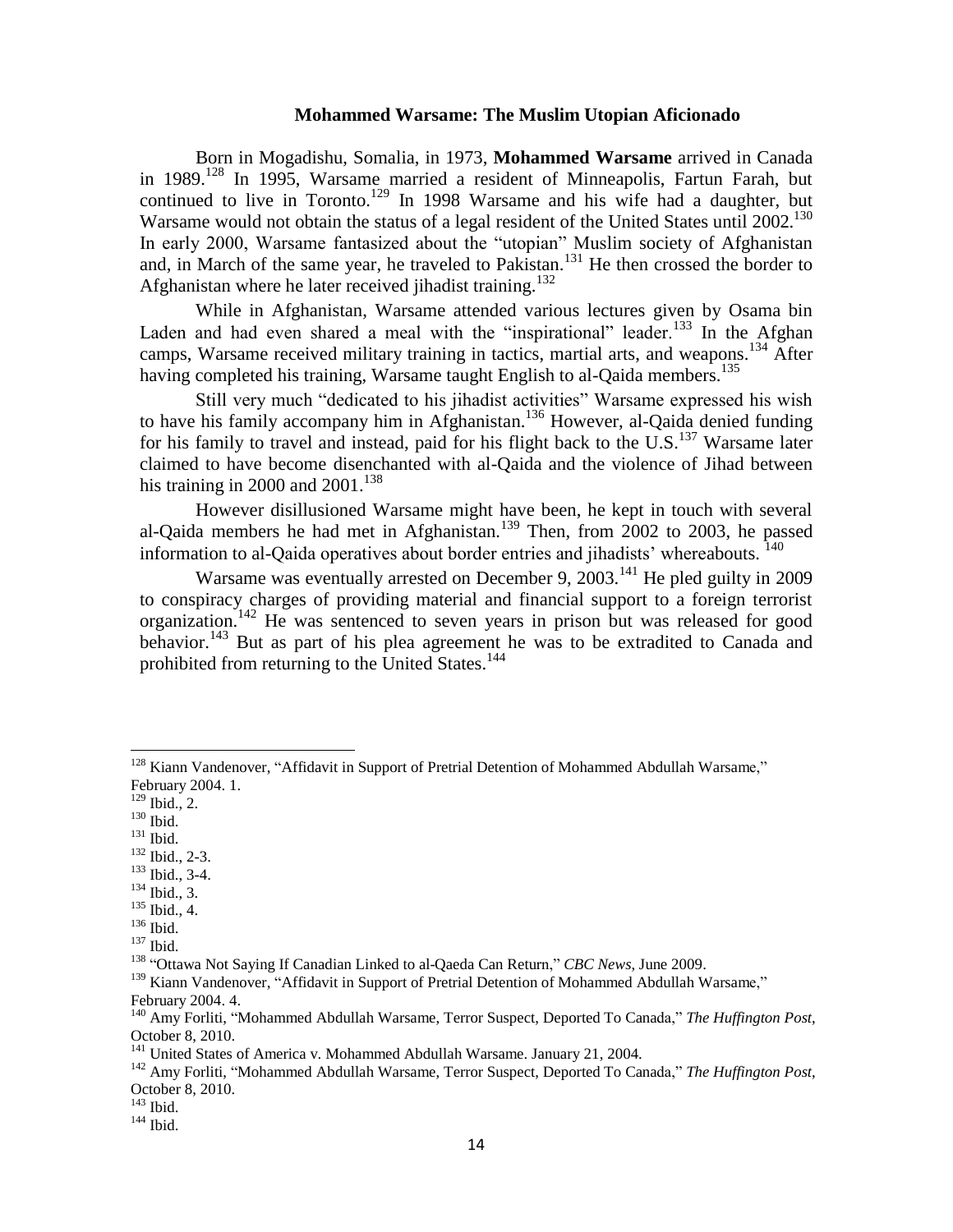### Mohammed Warsame: The Muslim Utopian Aficionado

Born in Mogadishu, Somalia, in 1973, **Mohammed Warsame** arrived in Canada in 1989.[128] In 1995, Warsame married a resident of Minneapolis, Fartun Farah, but continued to live in Toronto.[129] In 1998 Warsame and his wife had a daughter, but Warsame would not obtain the status of a legal resident of the United States until 2002.[130] In early 2000, Warsame fantasized about the "utopian" Muslim society of Afghanistan and, in March of the same year, he traveled to Pakistan.[131] He then crossed the border to Afghanistan where he later received jihadist training.[132]

While in Afghanistan, Warsame attended various lectures given by Osama bin Laden and had even shared a meal with the "inspirational" leader.[133] In the Afghan camps, Warsame received military training in tactics, martial arts, and weapons.[134] After having completed his training, Warsame taught English to al-Qaida members.[135]

Still very much "dedicated to his jihadist activities" Warsame expressed his wish to have his family accompany him in Afghanistan.[136] However, al-Qaida denied funding for his family to travel and instead, paid for his flight back to the U.S.[137] Warsame later claimed to have become disenchanted with al-Qaida and the violence of Jihad between his training in 2000 and 2001.[138]

However disillusioned Warsame might have been, he kept in touch with several al-Qaida members he had met in Afghanistan.[139] Then, from 2002 to 2003, he passed information to al-Qaida operatives about border entries and jihadists' whereabouts.[140]

Warsame was eventually arrested on December 9, 2003.[141] He pled guilty in 2009 to conspiracy charges of providing material and financial support to a foreign terrorist organization.[142] He was sentenced to seven years in prison but was released for good behavior.[143] But as part of his plea agreement he was to be extradited to Canada and prohibited from returning to the United States.[144]

---

[128] Kiann Vandenover, "Affidavit in Support of Pretrial Detention of Mohammed Abdullah Warsame," February 2004. 1.
[129] Ibid., 2.
[130] Ibid.
[131] Ibid.
[132] Ibid., 2-3.
[133] Ibid., 3-4.
[134] Ibid., 3.
[135] Ibid., 4.
[136] Ibid.
[137] Ibid.
[138] "Ottawa Not Saying If Canadian Linked to al-Qaeda Can Return," *CBC News*, June 2009.
[139] Kiann Vandenover, "Affidavit in Support of Pretrial Detention of Mohammed Abdullah Warsame," February 2004. 4.
[140] Amy Forliti, "Mohammed Abdullah Warsame, Terror Suspect, Deported To Canada," *The Huffington Post*, October 8, 2010.
[141] United States of America v. Mohammed Abdullah Warsame. January 21, 2004.
[142] Amy Forliti, "Mohammed Abdullah Warsame, Terror Suspect, Deported To Canada," *The Huffington Post*, October 8, 2010.
[143] Ibid.
[144] Ibid.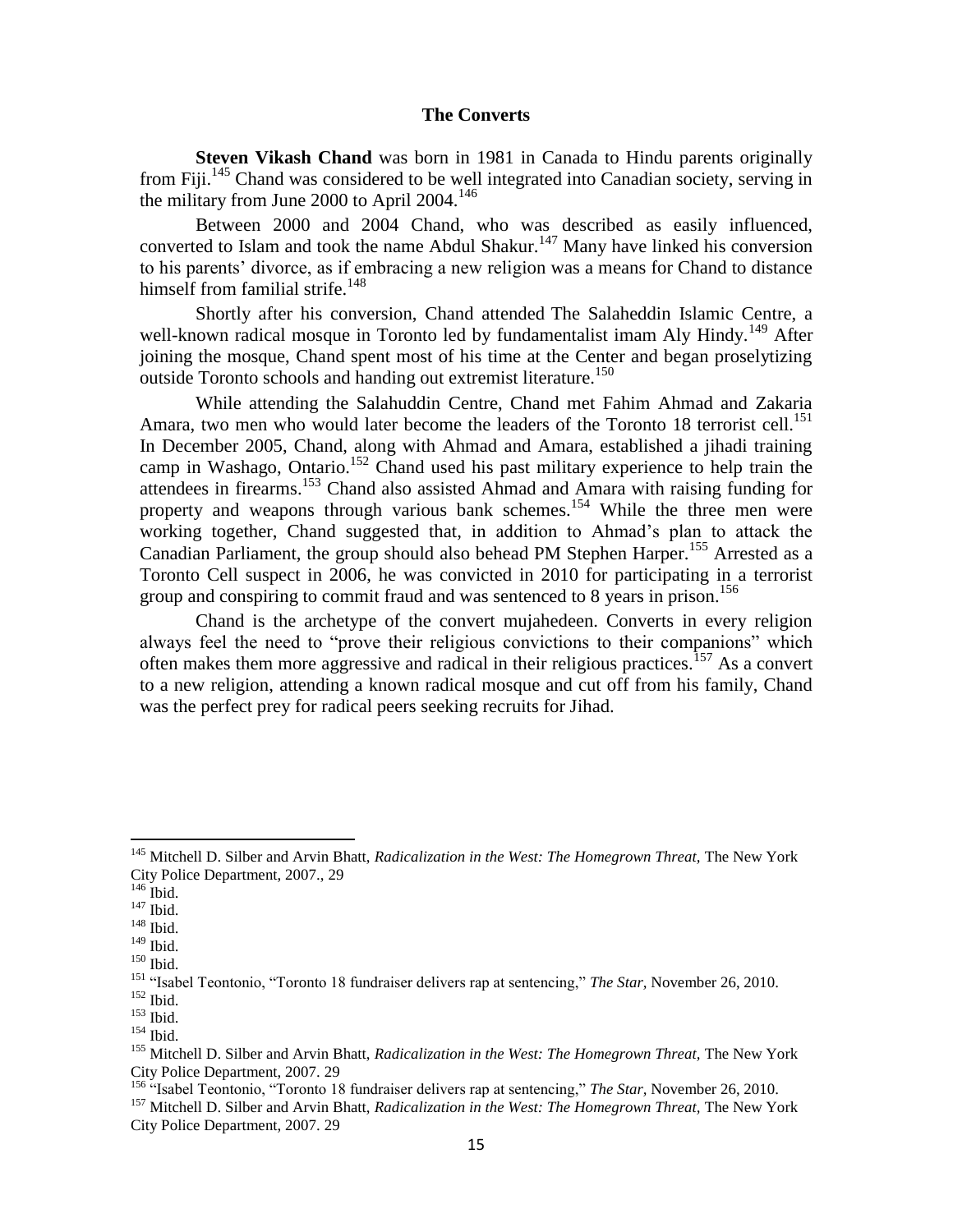## The Converts

**Steven Vikash Chand** was born in 1981 in Canada to Hindu parents originally from Fiji.[145] Chand was considered to be well integrated into Canadian society, serving in the military from June 2000 to April 2004.[146]

Between 2000 and 2004 Chand, who was described as easily influenced, converted to Islam and took the name Abdul Shakur.[147] Many have linked his conversion to his parents' divorce, as if embracing a new religion was a means for Chand to distance himself from familial strife.[148]

Shortly after his conversion, Chand attended The Salaheddin Islamic Centre, a well-known radical mosque in Toronto led by fundamentalist imam Aly Hindy.[149] After joining the mosque, Chand spent most of his time at the Center and began proselytizing outside Toronto schools and handing out extremist literature.[150]

While attending the Salahuddin Centre, Chand met Fahim Ahmad and Zakaria Amara, two men who would later become the leaders of the Toronto 18 terrorist cell.[151] In December 2005, Chand, along with Ahmad and Amara, established a jihadi training camp in Washago, Ontario.[152] Chand used his past military experience to help train the attendees in firearms.[153] Chand also assisted Ahmad and Amara with raising funding for property and weapons through various bank schemes.[154] While the three men were working together, Chand suggested that, in addition to Ahmad's plan to attack the Canadian Parliament, the group should also behead PM Stephen Harper.[155] Arrested as a Toronto Cell suspect in 2006, he was convicted in 2010 for participating in a terrorist group and conspiring to commit fraud and was sentenced to 8 years in prison.[156]

Chand is the archetype of the convert mujahedeen. Converts in every religion always feel the need to "prove their religious convictions to their companions" which often makes them more aggressive and radical in their religious practices.[157] As a convert to a new religion, attending a known radical mosque and cut off from his family, Chand was the perfect prey for radical peers seeking recruits for Jihad.

---

[145] Mitchell D. Silber and Arvin Bhatt, *Radicalization in the West: The Homegrown Threat*, The New York City Police Department, 2007., 29

[146] Ibid.

[147] Ibid.

[148] Ibid.

[149] Ibid.

[150] Ibid.

[151] "Isabel Teontonio, "Toronto 18 fundraiser delivers rap at sentencing," *The Star*, November 26, 2010.

[152] Ibid.

[153] Ibid.

[154] Ibid.

[155] Mitchell D. Silber and Arvin Bhatt, *Radicalization in the West: The Homegrown Threat*, The New York City Police Department, 2007. 29

[156] "Isabel Teontonio, "Toronto 18 fundraiser delivers rap at sentencing," *The Star*, November 26, 2010.

[157] Mitchell D. Silber and Arvin Bhatt, *Radicalization in the West: The Homegrown Threat*, The New York City Police Department, 2007. 29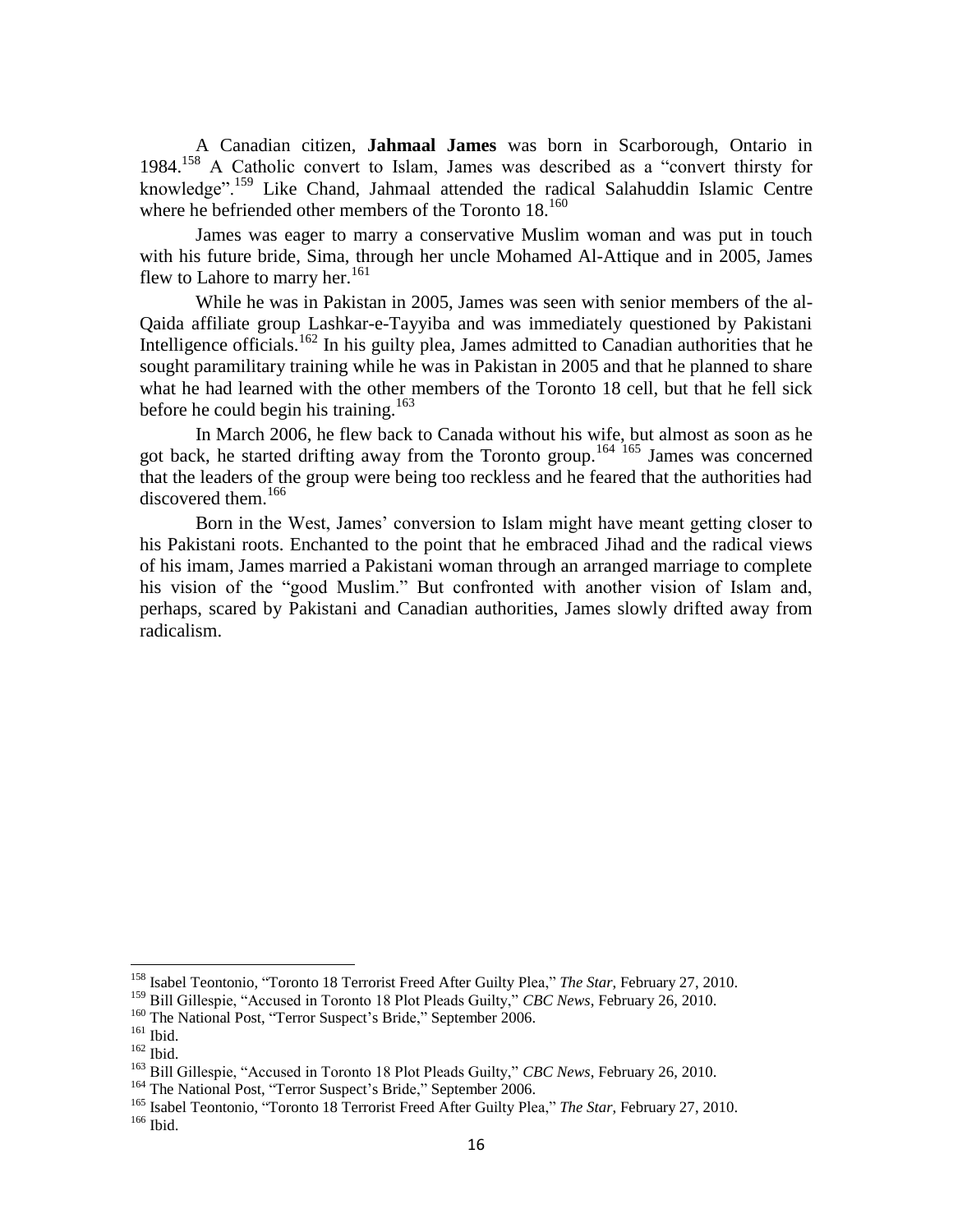A Canadian citizen, **Jahmaal James** was born in Scarborough, Ontario in 1984.[158] A Catholic convert to Islam, James was described as a "convert thirsty for knowledge".[159] Like Chand, Jahmaal attended the radical Salahuddin Islamic Centre where he befriended other members of the Toronto 18.[160]

James was eager to marry a conservative Muslim woman and was put in touch with his future bride, Sima, through her uncle Mohamed Al-Attique and in 2005, James flew to Lahore to marry her.[161]

While he was in Pakistan in 2005, James was seen with senior members of the al-Qaida affiliate group Lashkar-e-Tayyiba and was immediately questioned by Pakistani Intelligence officials.[162] In his guilty plea, James admitted to Canadian authorities that he sought paramilitary training while he was in Pakistan in 2005 and that he planned to share what he had learned with the other members of the Toronto 18 cell, but that he fell sick before he could begin his training.[163]

In March 2006, he flew back to Canada without his wife, but almost as soon as he got back, he started drifting away from the Toronto group.[164] [165] James was concerned that the leaders of the group were being too reckless and he feared that the authorities had discovered them.[166]

Born in the West, James' conversion to Islam might have meant getting closer to his Pakistani roots. Enchanted to the point that he embraced Jihad and the radical views of his imam, James married a Pakistani woman through an arranged marriage to complete his vision of the "good Muslim." But confronted with another vision of Islam and, perhaps, scared by Pakistani and Canadian authorities, James slowly drifted away from radicalism.

---

[158] Isabel Teontonio, "Toronto 18 Terrorist Freed After Guilty Plea," *The Star*, February 27, 2010.

[159] Bill Gillespie, "Accused in Toronto 18 Plot Pleads Guilty," *CBC News*, February 26, 2010.

[160] The National Post, "Terror Suspect's Bride," September 2006.

[161] Ibid.

[162] Ibid.

[163] Bill Gillespie, "Accused in Toronto 18 Plot Pleads Guilty," *CBC News*, February 26, 2010.

[164] The National Post, "Terror Suspect's Bride," September 2006.

[165] Isabel Teontonio, "Toronto 18 Terrorist Freed After Guilty Plea," *The Star*, February 27, 2010.

[166] Ibid.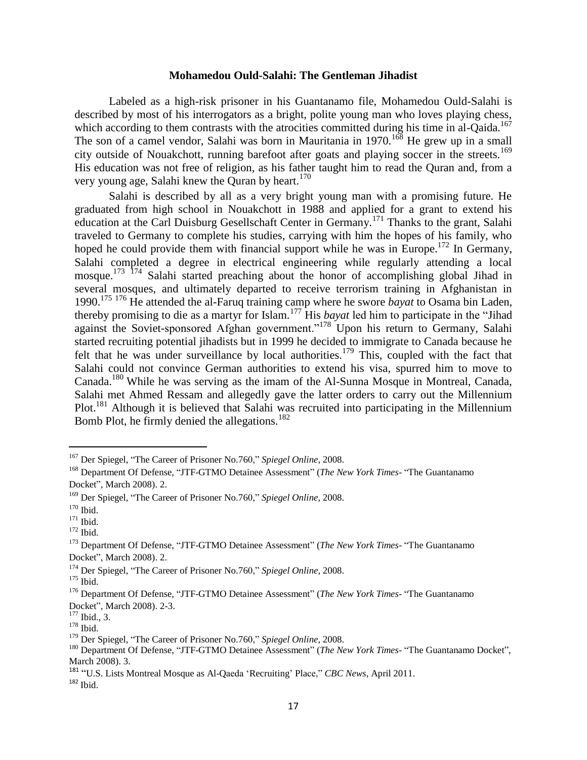**Mohamedou Ould-Salahi: The Gentleman Jihadist**

Labeled as a high-risk prisoner in his Guantanamo file, Mohamedou Ould-Salahi is described by most of his interrogators as a bright, polite young man who loves playing chess, which according to them contrasts with the atrocities committed during his time in al-Qaida.[167] The son of a camel vendor, Salahi was born in Mauritania in 1970.[168] He grew up in a small city outside of Nouakchott, running barefoot after goats and playing soccer in the streets.[169] His education was not free of religion, as his father taught him to read the Quran and, from a very young age, Salahi knew the Quran by heart.[170]

Salahi is described by all as a very bright young man with a promising future. He graduated from high school in Nouakchott in 1988 and applied for a grant to extend his education at the Carl Duisburg Gesellschaft Center in Germany.[171] Thanks to the grant, Salahi traveled to Germany to complete his studies, carrying with him the hopes of his family, who hoped he could provide them with financial support while he was in Europe.[172] In Germany, Salahi completed a degree in electrical engineering while regularly attending a local mosque.[173] [174] Salahi started preaching about the honor of accomplishing global Jihad in several mosques, and ultimately departed to receive terrorism training in Afghanistan in 1990.[175] [176] He attended the al-Faruq training camp where he swore *bayat* to Osama bin Laden, thereby promising to die as a martyr for Islam.[177] His *bayat* led him to participate in the "Jihad against the Soviet-sponsored Afghan government."[178] Upon his return to Germany, Salahi started recruiting potential jihadists but in 1999 he decided to immigrate to Canada because he felt that he was under surveillance by local authorities.[179] This, coupled with the fact that Salahi could not convince German authorities to extend his visa, spurred him to move to Canada.[180] While he was serving as the imam of the Al-Sunna Mosque in Montreal, Canada, Salahi met Ahmed Ressam and allegedly gave the latter orders to carry out the Millennium Plot.[181] Although it is believed that Salahi was recruited into participating in the Millennium Bomb Plot, he firmly denied the allegations.[182]

---

[167] Der Spiegel, "The Career of Prisoner No.760," *Spiegel Online*, 2008.

[168] Department Of Defense, "JTF-GTMO Detainee Assessment" (*The New York Times*- "The Guantanamo Docket", March 2008). 2.

[169] Der Spiegel, "The Career of Prisoner No.760," *Spiegel Online*, 2008.

[170] Ibid.

[171] Ibid.

[172] Ibid.

[173] Department Of Defense, "JTF-GTMO Detainee Assessment" (*The New York Times*- "The Guantanamo Docket", March 2008). 2.

[174] Der Spiegel, "The Career of Prisoner No.760," *Spiegel Online*, 2008.

[175] Ibid.

[176] Department Of Defense, "JTF-GTMO Detainee Assessment" (*The New York Times*- "The Guantanamo Docket", March 2008). 2-3.

[177] Ibid., 3.

[178] Ibid.

[179] Der Spiegel, "The Career of Prisoner No.760," *Spiegel Online*, 2008.

[180] Department Of Defense, "JTF-GTMO Detainee Assessment" (*The New York Times*- "The Guantanamo Docket", March 2008). 3.

[181] "U.S. Lists Montreal Mosque as Al-Qaeda 'Recruiting' Place," *CBC News*, April 2011.

[182] Ibid.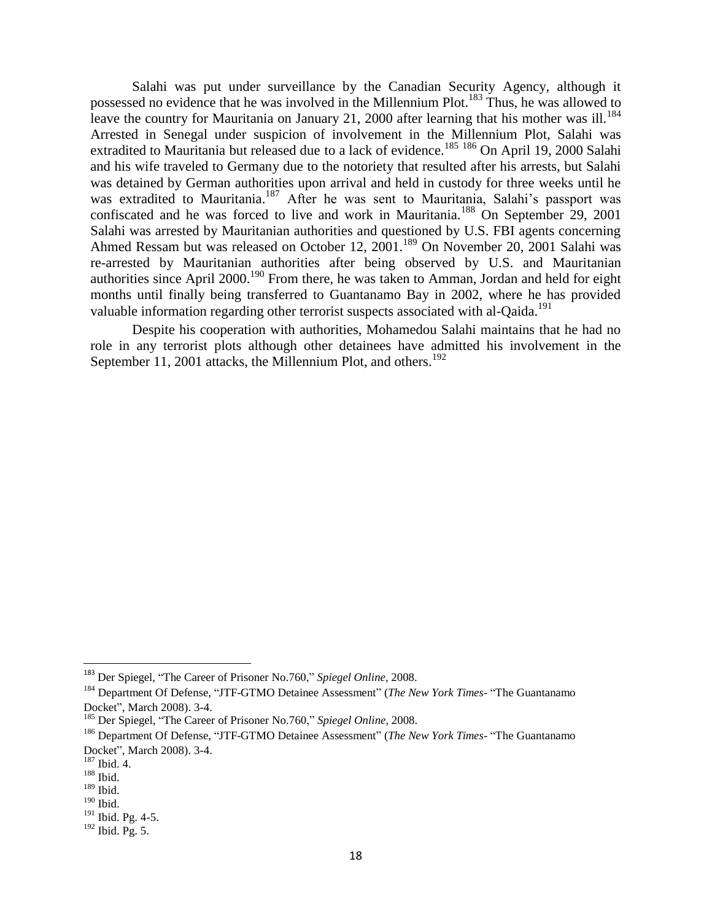Salahi was put under surveillance by the Canadian Security Agency, although it possessed no evidence that he was involved in the Millennium Plot.[183] Thus, he was allowed to leave the country for Mauritania on January 21, 2000 after learning that his mother was ill.[184] Arrested in Senegal under suspicion of involvement in the Millennium Plot, Salahi was extradited to Mauritania but released due to a lack of evidence.[185] [186] On April 19, 2000 Salahi and his wife traveled to Germany due to the notoriety that resulted after his arrests, but Salahi was detained by German authorities upon arrival and held in custody for three weeks until he was extradited to Mauritania.[187] After he was sent to Mauritania, Salahi's passport was confiscated and he was forced to live and work in Mauritania.[188] On September 29, 2001 Salahi was arrested by Mauritanian authorities and questioned by U.S. FBI agents concerning Ahmed Ressam but was released on October 12, 2001.[189] On November 20, 2001 Salahi was re-arrested by Mauritanian authorities after being observed by U.S. and Mauritanian authorities since April 2000.[190] From there, he was taken to Amman, Jordan and held for eight months until finally being transferred to Guantanamo Bay in 2002, where he has provided valuable information regarding other terrorist suspects associated with al-Qaida.[191]

Despite his cooperation with authorities, Mohamedou Salahi maintains that he had no role in any terrorist plots although other detainees have admitted his involvement in the September 11, 2001 attacks, the Millennium Plot, and others.[192]

---

[183] Der Spiegel, "The Career of Prisoner No.760," *Spiegel Online*, 2008.

[184] Department Of Defense, "JTF-GTMO Detainee Assessment" (*The New York Times*- "The Guantanamo Docket", March 2008). 3-4.

[185] Der Spiegel, "The Career of Prisoner No.760," *Spiegel Online*, 2008.

[186] Department Of Defense, "JTF-GTMO Detainee Assessment" (*The New York Times*- "The Guantanamo Docket", March 2008). 3-4.

[187] Ibid. 4.

[188] Ibid.

[189] Ibid.

[190] Ibid.

[191] Ibid. Pg. 4-5.

[192] Ibid. Pg. 5.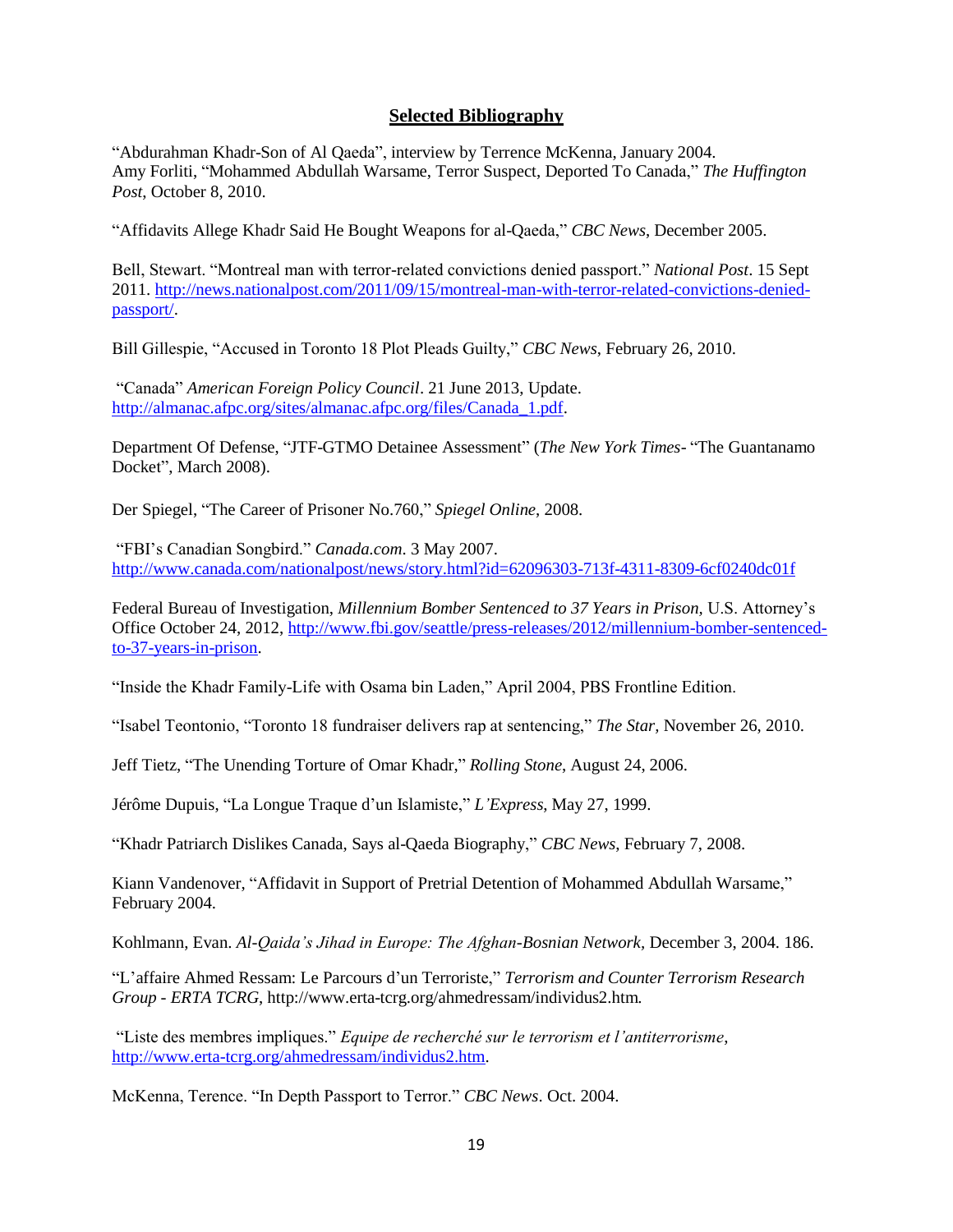## **Selected Bibliography**

"Abdurahman Khadr-Son of Al Qaeda", interview by Terrence McKenna, January 2004.
Amy Forliti, "Mohammed Abdullah Warsame, Terror Suspect, Deported To Canada," *The Huffington Post*, October 8, 2010.

"Affidavits Allege Khadr Said He Bought Weapons for al-Qaeda," *CBC News*, December 2005.

Bell, Stewart. "Montreal man with terror-related convictions denied passport." *National Post*. 15 Sept 2011. http://news.nationalpost.com/2011/09/15/montreal-man-with-terror-related-convictions-denied-passport/.

Bill Gillespie, "Accused in Toronto 18 Plot Pleads Guilty," *CBC News*, February 26, 2010.

"Canada" *American Foreign Policy Council*. 21 June 2013, Update. http://almanac.afpc.org/sites/almanac.afpc.org/files/Canada_1.pdf.

Department Of Defense, "JTF-GTMO Detainee Assessment" (*The New York Times*- "The Guantanamo Docket", March 2008).

Der Spiegel, "The Career of Prisoner No.760," *Spiegel Online*, 2008.

"FBI's Canadian Songbird." *Canada.com*. 3 May 2007. http://www.canada.com/nationalpost/news/story.html?id=62096303-713f-4311-8309-6cf0240dc01f

Federal Bureau of Investigation, *Millennium Bomber Sentenced to 37 Years in Prison*, U.S. Attorney's Office October 24, 2012, http://www.fbi.gov/seattle/press-releases/2012/millennium-bomber-sentenced-to-37-years-in-prison.

"Inside the Khadr Family-Life with Osama bin Laden," April 2004, PBS Frontline Edition.

"Isabel Teontonio, "Toronto 18 fundraiser delivers rap at sentencing," *The Star*, November 26, 2010.

Jeff Tietz, "The Unending Torture of Omar Khadr," *Rolling Stone*, August 24, 2006.

Jérôme Dupuis, "La Longue Traque d'un Islamiste," *L'Express*, May 27, 1999.

"Khadr Patriarch Dislikes Canada, Says al-Qaeda Biography," *CBC News*, February 7, 2008.

Kiann Vandenover, "Affidavit in Support of Pretrial Detention of Mohammed Abdullah Warsame," February 2004.

Kohlmann, Evan. *Al-Qaida's Jihad in Europe: The Afghan-Bosnian Network*, December 3, 2004. 186.

"L'affaire Ahmed Ressam: Le Parcours d'un Terroriste," *Terrorism and Counter Terrorism Research Group - ERTA TCRG*, http://www.erta-tcrg.org/ahmedressam/individus2.htm.

"Liste des membres impliques." *Equipe de recherché sur le terrorism et l'antiterrorisme*, http://www.erta-tcrg.org/ahmedressam/individus2.htm.

McKenna, Terence. "In Depth Passport to Terror." *CBC News*. Oct. 2004.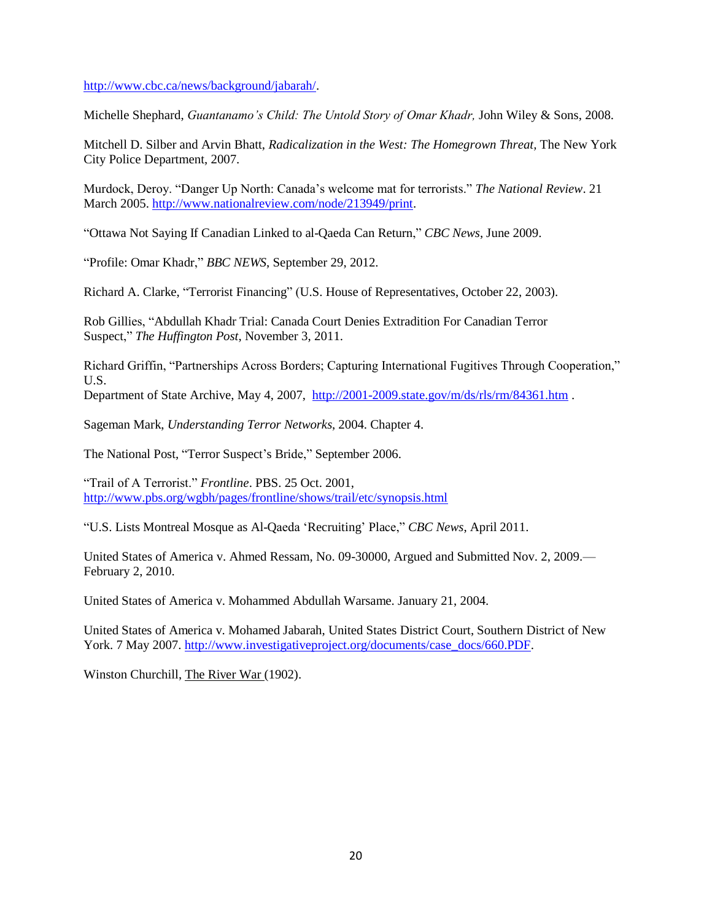http://www.cbc.ca/news/background/jabarah/.

Michelle Shephard, *Guantanamo's Child: The Untold Story of Omar Khadr,* John Wiley & Sons, 2008.

Mitchell D. Silber and Arvin Bhatt, *Radicalization in the West: The Homegrown Threat,* The New York City Police Department, 2007.

Murdock, Deroy. "Danger Up North: Canada's welcome mat for terrorists." *The National Review*. 21 March 2005. http://www.nationalreview.com/node/213949/print.

"Ottawa Not Saying If Canadian Linked to al-Qaeda Can Return," *CBC News*, June 2009.

"Profile: Omar Khadr," *BBC NEWS*, September 29, 2012.

Richard A. Clarke, "Terrorist Financing" (U.S. House of Representatives, October 22, 2003).

Rob Gillies, "Abdullah Khadr Trial: Canada Court Denies Extradition For Canadian Terror Suspect," *The Huffington Post*, November 3, 2011.

Richard Griffin, "Partnerships Across Borders; Capturing International Fugitives Through Cooperation," U.S.
Department of State Archive, May 4, 2007, http://2001-2009.state.gov/m/ds/rls/rm/84361.htm .

Sageman Mark, *Understanding Terror Networks*, 2004. Chapter 4.

The National Post, "Terror Suspect's Bride," September 2006.

"Trail of A Terrorist." *Frontline*. PBS. 25 Oct. 2001, http://www.pbs.org/wgbh/pages/frontline/shows/trail/etc/synopsis.html

"U.S. Lists Montreal Mosque as Al-Qaeda 'Recruiting' Place," *CBC News*, April 2011.

United States of America v. Ahmed Ressam, No. 09-30000, Argued and Submitted Nov. 2, 2009.—February 2, 2010.

United States of America v. Mohammed Abdullah Warsame. January 21, 2004.

United States of America v. Mohamed Jabarah, United States District Court, Southern District of New York. 7 May 2007. http://www.investigativeproject.org/documents/case_docs/660.PDF.

Winston Churchill, The River War (1902).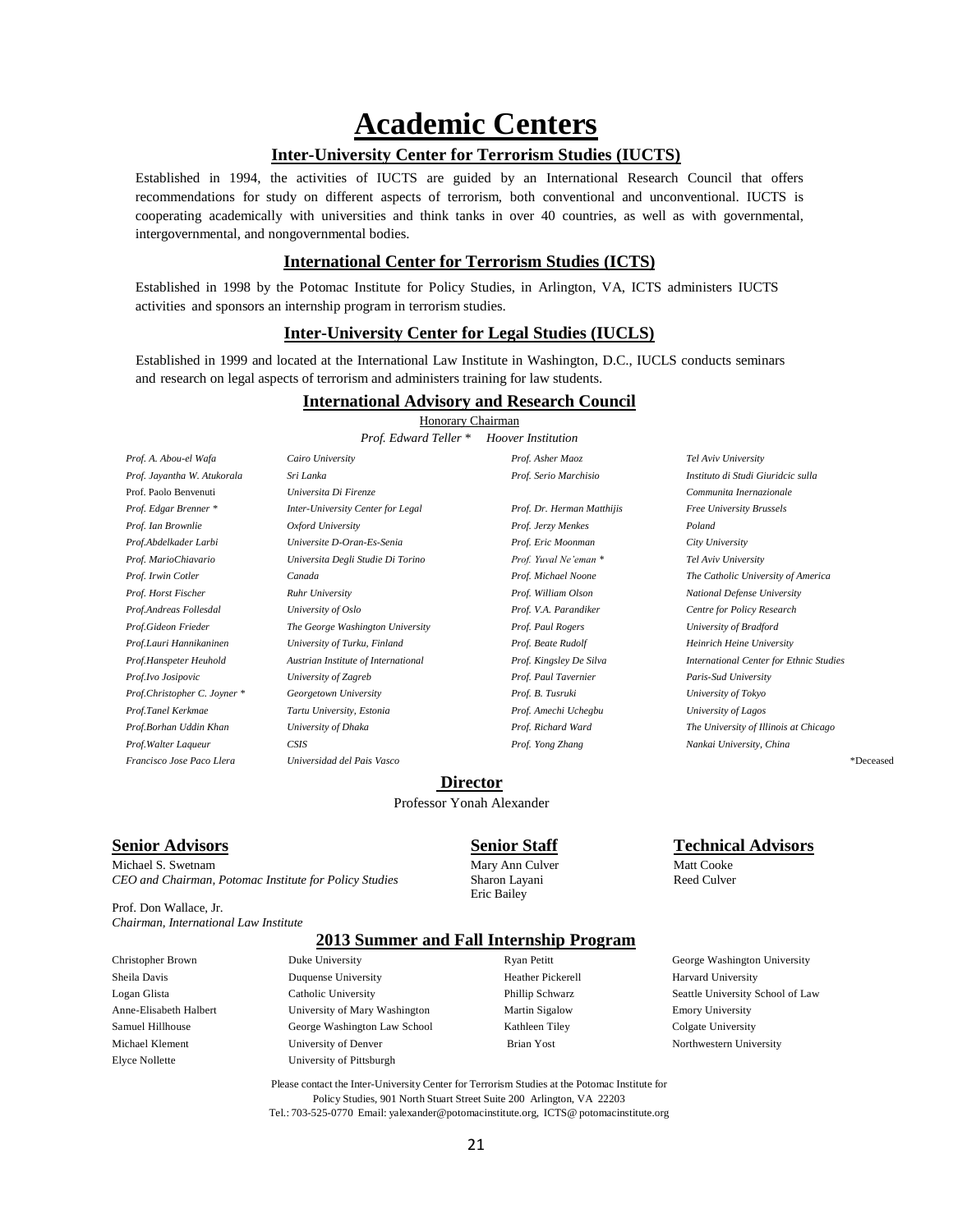# Academic Centers

## Inter-University Center for Terrorism Studies (IUCTS)

Established in 1994, the activities of IUCTS are guided by an International Research Council that offers recommendations for study on different aspects of terrorism, both conventional and unconventional. IUCTS is cooperating academically with universities and think tanks in over 40 countries, as well as with governmental, intergovernmental, and nongovernmental bodies.

## International Center for Terrorism Studies (ICTS)

Established in 1998 by the Potomac Institute for Policy Studies, in Arlington, VA, ICTS administers IUCTS activities and sponsors an internship program in terrorism studies.

## Inter-University Center for Legal Studies (IUCLS)

Established in 1999 and located at the International Law Institute in Washington, D.C., IUCLS conducts seminars and research on legal aspects of terrorism and administers training for law students.

## International Advisory and Research Council

Honorary Chairman

*Prof. Edward Teller \* Hoover Institution*

| | | | |
|---|---|---|---|
| *Prof. A. Abou-el Wafa* | *Cairo University* | *Prof. Asher Maoz* | *Tel Aviv University* |
| *Prof. Jayantha W. Atukorala* | *Sri Lanka* | *Prof. Serio Marchisio* | *Instituto di Studi Giuridcic sulla Communita Inernazionale* |
| Prof. Paolo Benvenuti | *Universita Di Firenze* | | |
| *Prof. Edgar Brenner \** | *Inter-University Center for Legal* | *Prof. Dr. Herman Matthijis* | *Free University Brussels* |
| *Prof. Ian Brownlie* | *Oxford University* | *Prof. Jerzy Menkes* | *Poland* |
| *Prof.Abdelkader Larbi* | *Universite D-Oran-Es-Senia* | *Prof. Eric Moonman* | *City University* |
| *Prof. MarioChiavario* | *Universita Degli Studie Di Torino* | *Prof. Yuval Ne'eman \** | *Tel Aviv University* |
| *Prof. Irwin Cotler* | *Canada* | *Prof. Michael Noone* | *The Catholic University of America* |
| *Prof. Horst Fischer* | *Ruhr University* | *Prof. William Olson* | *National Defense University* |
| *Prof.Andreas Follesdal* | *University of Oslo* | *Prof. V.A. Parandiker* | *Centre for Policy Research* |
| *Prof.Gideon Frieder* | *The George Washington University* | *Prof. Paul Rogers* | *University of Bradford* |
| *Prof.Lauri Hannikaninen* | *University of Turku, Finland* | *Prof. Beate Rudolf* | *Heinrich Heine University* |
| *Prof.Hanspeter Heuhold* | *Austrian Institute of International* | *Prof. Kingsley De Silva* | *International Center for Ethnic Studies* |
| *Prof.Ivo Josipovic* | *University of Zagreb* | *Prof. Paul Tavernier* | *Paris-Sud University* |
| *Prof.Christopher C. Joyner \** | *Georgetown University* | *Prof. B. Tusruki* | *University of Tokyo* |
| *Prof.Tanel Kerkmae* | *Tartu University, Estonia* | *Prof. Amechi Uchegbu* | *University of Lagos* |
| *Prof.Borhan Uddin Khan* | *University of Dhaka* | *Prof. Richard Ward* | *The University of Illinois at Chicago* |
| *Prof.Walter Laqueur* | *CSIS* | *Prof. Yong Zhang* | *Nankai University, China* |
| *Francisco Jose Paco Llera* | *Universidad del Pais Vasco* | | |

\*Deceased

## Director

Professor Yonah Alexander

## Senior Advisors

Michael S. Swetnam
*CEO and Chairman, Potomac Institute for Policy Studies*

Prof. Don Wallace, Jr.
*Chairman, International Law Institute*

## Senior Staff

Mary Ann Culver
Sharon Layani
Eric Bailey

## Technical Advisors

Matt Cooke
Reed Culver

## 2013 Summer and Fall Internship Program

| | | | |
|---|---|---|---|
| Christopher Brown | Duke University | Ryan Petitt | George Washington University |
| Sheila Davis | Duquense University | Heather Pickerell | Harvard University |
| Logan Glista | Catholic University | Phillip Schwarz | Seattle University School of Law |
| Anne-Elisabeth Halbert | University of Mary Washington | Martin Sigalow | Emory University |
| Samuel Hillhouse | George Washington Law School | Kathleen Tiley | Colgate University |
| Michael Klement | University of Denver | Brian Yost | Northwestern University |
| Elyce Nollette | University of Pittsburgh | | |

Please contact the Inter-University Center for Terrorism Studies at the Potomac Institute for Policy Studies, 901 North Stuart Street Suite 200 Arlington, VA 22203
Tel.: 703-525-0770 Email: yalexander@potomacinstitute.org, ICTS@ potomacinstitute.org